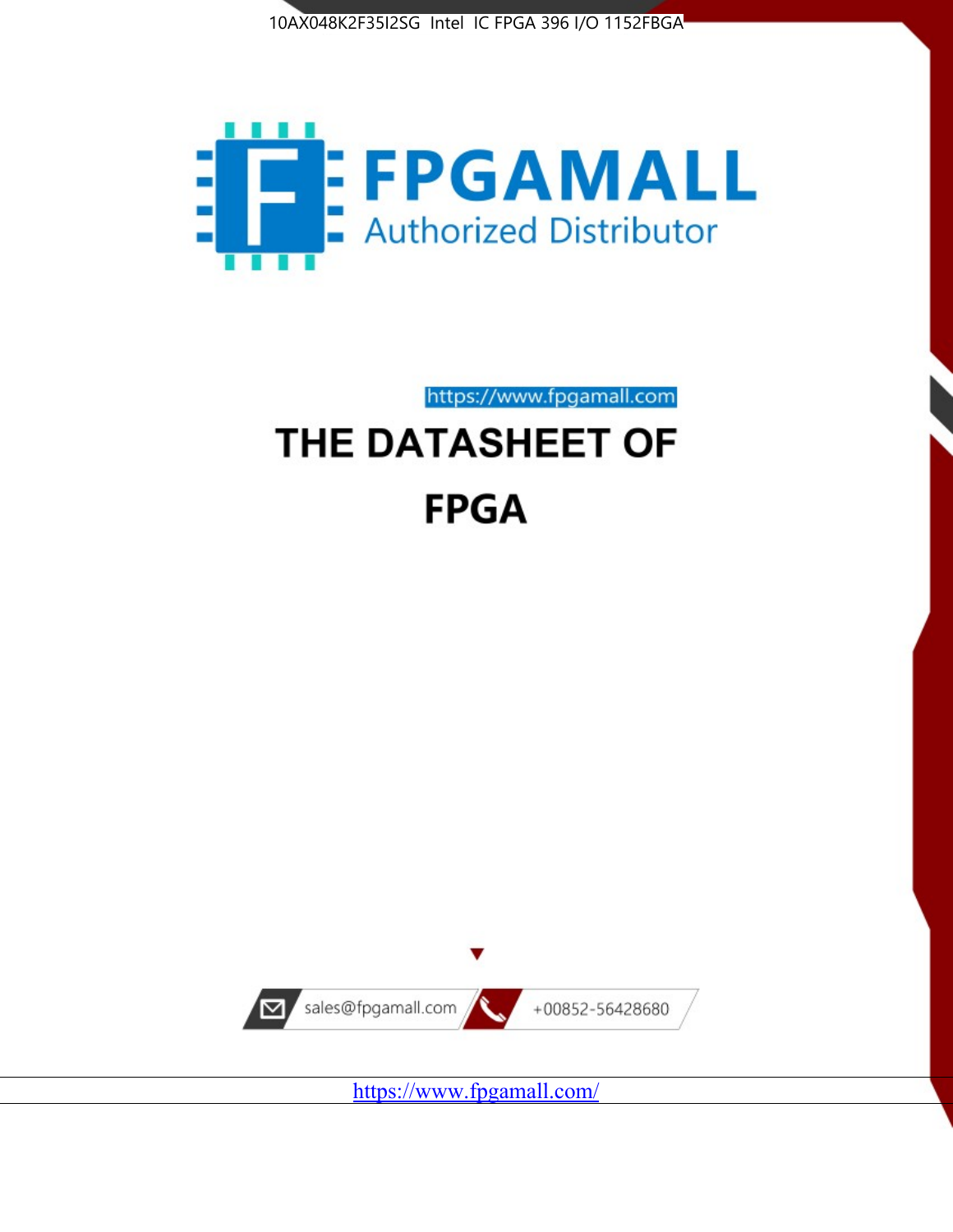10AX048K2F35I2SG Intel IC FPGA 396 I/O 1152FBGA

FPGAMALL

Authorized Distributor

https://www.fpgamall.com

# THE DATASHEET OF

# FPGA

sales@fpgamall.com

+00852-56428680

https://www.fpgamall.com/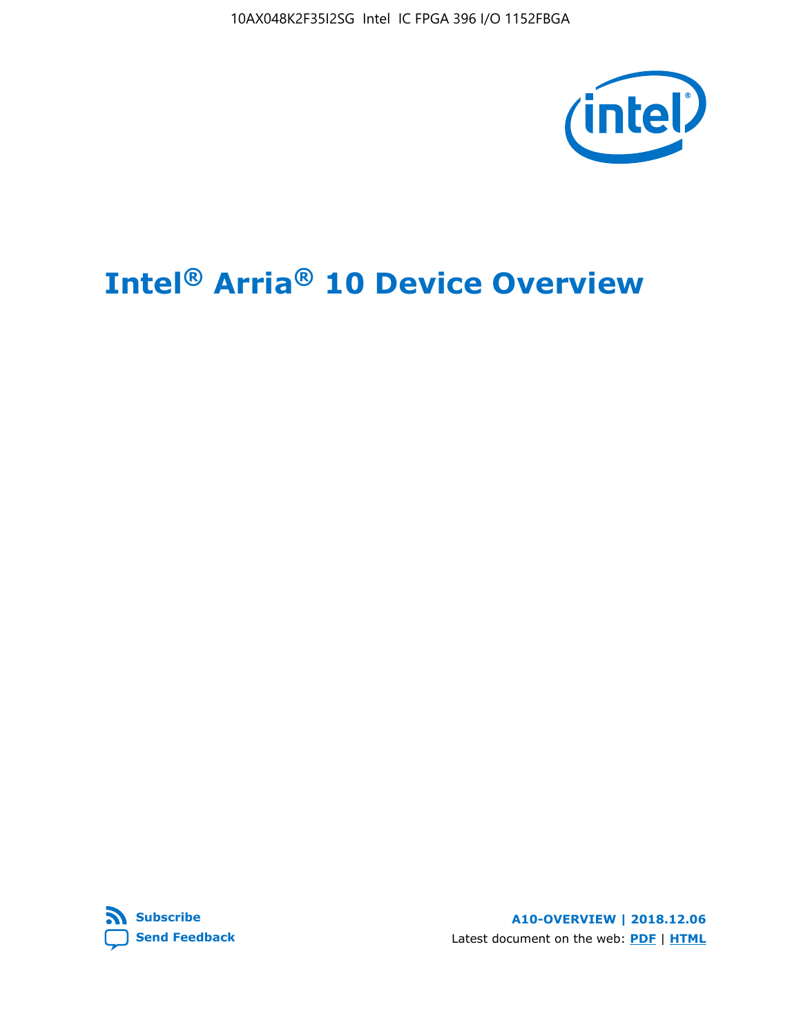# Intel® Arria® 10 Device Overview

**Subscribe**
**Send Feedback**

**A10-OVERVIEW | 2018.12.06**

Latest document on the web: **PDF** | **HTML**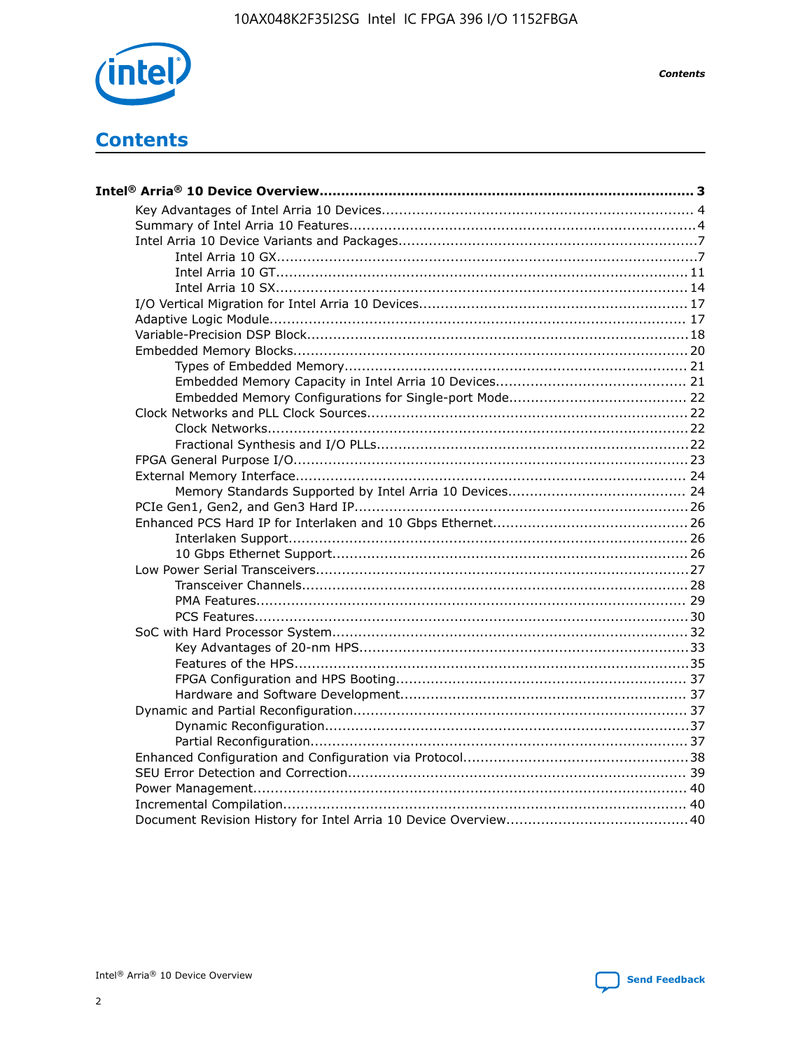# Contents

**Intel® Arria® 10 Device Overview....................................................................................... 3**

- Key Advantages of Intel Arria 10 Devices........................................................................ 4
- Summary of Intel Arria 10 Features................................................................................4
- Intel Arria 10 Device Variants and Packages.....................................................................7
    - Intel Arria 10 GX................................................................................................7
    - Intel Arria 10 GT.............................................................................................. 11
    - Intel Arria 10 SX.............................................................................................. 14
- I/O Vertical Migration for Intel Arria 10 Devices.............................................................. 17
- Adaptive Logic Module................................................................................................. 17
- Variable-Precision DSP Block.........................................................................................18
- Embedded Memory Blocks........................................................................................... 20
    - Types of Embedded Memory............................................................................... 21
    - Embedded Memory Capacity in Intel Arria 10 Devices............................................ 21
    - Embedded Memory Configurations for Single-port Mode......................................... 22
- Clock Networks and PLL Clock Sources.......................................................................... 22
    - Clock Networks.................................................................................................22
    - Fractional Synthesis and I/O PLLs........................................................................22
- FPGA General Purpose I/O...........................................................................................23
- External Memory Interface.......................................................................................... 24
    - Memory Standards Supported by Intel Arria 10 Devices.......................................... 24
- PCIe Gen1, Gen2, and Gen3 Hard IP.............................................................................26
- Enhanced PCS Hard IP for Interlaken and 10 Gbps Ethernet.............................................26
    - Interlaken Support............................................................................................ 26
    - 10 Gbps Ethernet Support.................................................................................. 26
- Low Power Serial Transceivers......................................................................................27
    - Transceiver Channels.........................................................................................28
    - PMA Features................................................................................................... 29
    - PCS Features....................................................................................................30
- SoC with Hard Processor System..................................................................................32
    - Key Advantages of 20-nm HPS............................................................................33
    - Features of the HPS...........................................................................................35
    - FPGA Configuration and HPS Booting................................................................... 37
    - Hardware and Software Development.................................................................. 37
- Dynamic and Partial Reconfiguration.............................................................................37
    - Dynamic Reconfiguration....................................................................................37
    - Partial Reconfiguration.......................................................................................37
- Enhanced Configuration and Configuration via Protocol....................................................38
- SEU Error Detection and Correction.............................................................................. 39
- Power Management.................................................................................................... 40
- Incremental Compilation............................................................................................. 40
- Document Revision History for Intel Arria 10 Device Overview..........................................40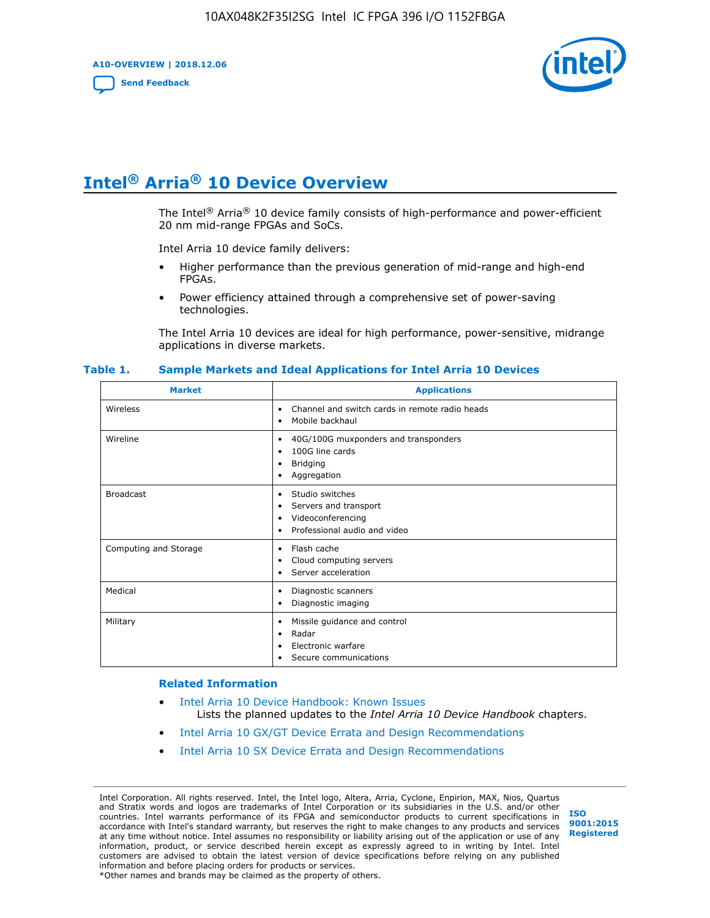# Intel® Arria® 10 Device Overview

The Intel® Arria® 10 device family consists of high-performance and power-efficient 20 nm mid-range FPGAs and SoCs.

Intel Arria 10 device family delivers:

- Higher performance than the previous generation of mid-range and high-end FPGAs.
- Power efficiency attained through a comprehensive set of power-saving technologies.

The Intel Arria 10 devices are ideal for high performance, power-sensitive, midrange applications in diverse markets.

**Table 1. Sample Markets and Ideal Applications for Intel Arria 10 Devices**

| Market | Applications |
|---|---|
| Wireless | • Channel and switch cards in remote radio heads<br>• Mobile backhaul |
| Wireline | • 40G/100G muxponders and transponders<br>• 100G line cards<br>• Bridging<br>• Aggregation |
| Broadcast | • Studio switches<br>• Servers and transport<br>• Videoconferencing<br>• Professional audio and video |
| Computing and Storage | • Flash cache<br>• Cloud computing servers<br>• Server acceleration |
| Medical | • Diagnostic scanners<br>• Diagnostic imaging |
| Military | • Missile guidance and control<br>• Radar<br>• Electronic warfare<br>• Secure communications |

### Related Information

- Intel Arria 10 Device Handbook: Known Issues
  Lists the planned updates to the *Intel Arria 10 Device Handbook* chapters.
- Intel Arria 10 GX/GT Device Errata and Design Recommendations
- Intel Arria 10 SX Device Errata and Design Recommendations

Intel Corporation. All rights reserved. Intel, the Intel logo, Altera, Arria, Cyclone, Enpirion, MAX, Nios, Quartus and Stratix words and logos are trademarks of Intel Corporation or its subsidiaries in the U.S. and/or other countries. Intel warrants performance of its FPGA and semiconductor products to current specifications in accordance with Intel's standard warranty, but reserves the right to make changes to any products and services at any time without notice. Intel assumes no responsibility or liability arising out of the application or use of any information, product, or service described herein except as expressly agreed to in writing by Intel. Intel customers are advised to obtain the latest version of device specifications before relying on any published information and before placing orders for products or services.
*Other names and brands may be claimed as the property of others.

ISO 9001:2015 Registered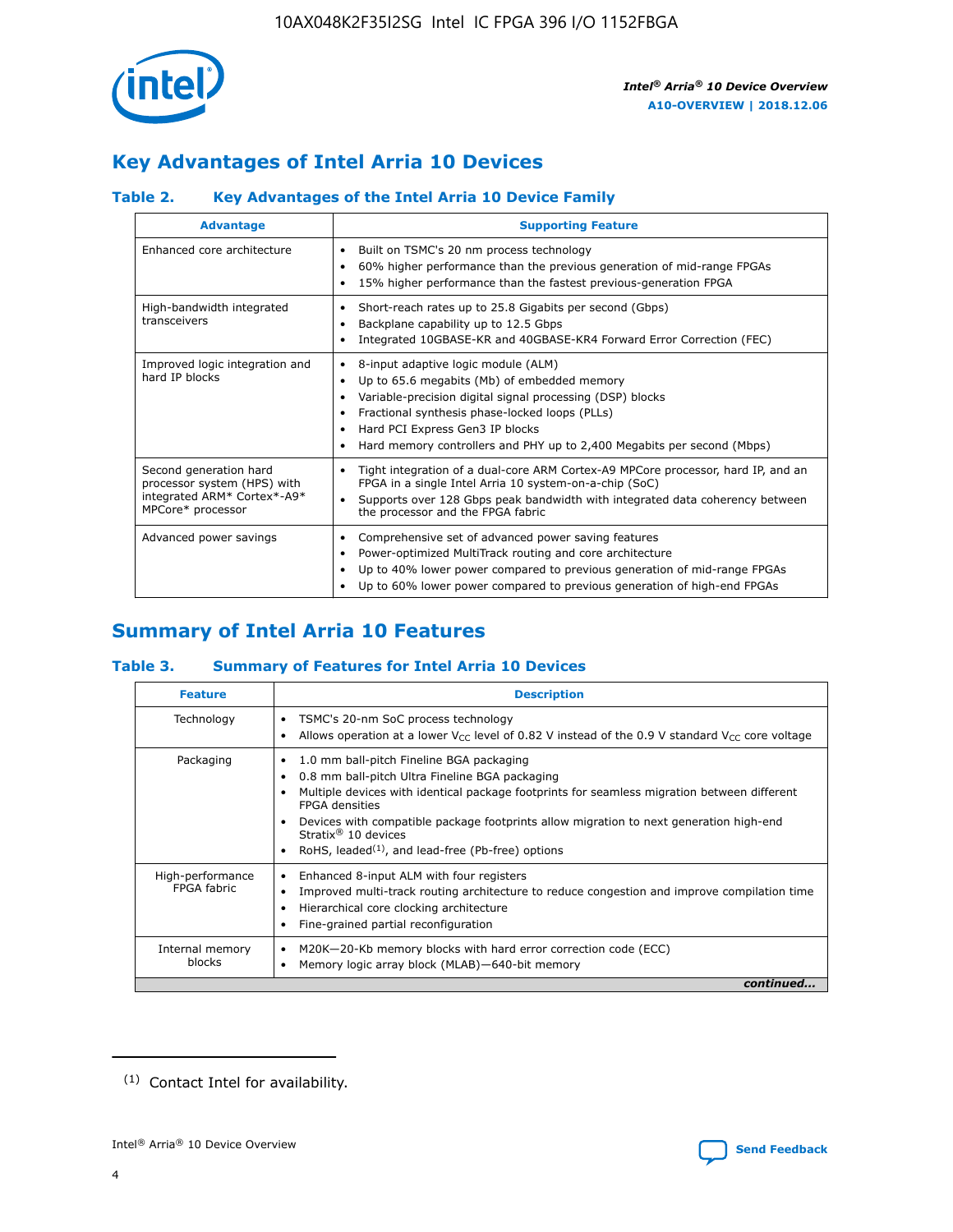## Key Advantages of Intel Arria 10 Devices

### Table 2. Key Advantages of the Intel Arria 10 Device Family

| Advantage | Supporting Feature |
|---|---|
| Enhanced core architecture | • Built on TSMC's 20 nm process technology<br>• 60% higher performance than the previous generation of mid-range FPGAs<br>• 15% higher performance than the fastest previous-generation FPGA |
| High-bandwidth integrated transceivers | • Short-reach rates up to 25.8 Gigabits per second (Gbps)<br>• Backplane capability up to 12.5 Gbps<br>• Integrated 10GBASE-KR and 40GBASE-KR4 Forward Error Correction (FEC) |
| Improved logic integration and hard IP blocks | • 8-input adaptive logic module (ALM)<br>• Up to 65.6 megabits (Mb) of embedded memory<br>• Variable-precision digital signal processing (DSP) blocks<br>• Fractional synthesis phase-locked loops (PLLs)<br>• Hard PCI Express Gen3 IP blocks<br>• Hard memory controllers and PHY up to 2,400 Megabits per second (Mbps) |
| Second generation hard processor system (HPS) with integrated ARM* Cortex*-A9* MPCore* processor | • Tight integration of a dual-core ARM Cortex-A9 MPCore processor, hard IP, and an FPGA in a single Intel Arria 10 system-on-a-chip (SoC)<br>• Supports over 128 Gbps peak bandwidth with integrated data coherency between the processor and the FPGA fabric |
| Advanced power savings | • Comprehensive set of advanced power saving features<br>• Power-optimized MultiTrack routing and core architecture<br>• Up to 40% lower power compared to previous generation of mid-range FPGAs<br>• Up to 60% lower power compared to previous generation of high-end FPGAs |

## Summary of Intel Arria 10 Features

### Table 3. Summary of Features for Intel Arria 10 Devices

| Feature | Description |
|---|---|
| Technology | • TSMC's 20-nm SoC process technology<br>• Allows operation at a lower $V_{CC}$ level of 0.82 V instead of the 0.9 V standard $V_{CC}$ core voltage |
| Packaging | • 1.0 mm ball-pitch Fineline BGA packaging<br>• 0.8 mm ball-pitch Ultra Fineline BGA packaging<br>• Multiple devices with identical package footprints for seamless migration between different FPGA densities<br>• Devices with compatible package footprints allow migration to next generation high-end Stratix® 10 devices<br>• RoHS, leaded[(1)], and lead-free (Pb-free) options |
| High-performance FPGA fabric | • Enhanced 8-input ALM with four registers<br>• Improved multi-track routing architecture to reduce congestion and improve compilation time<br>• Hierarchical core clocking architecture<br>• Fine-grained partial reconfiguration |
| Internal memory blocks | • M20K—20-Kb memory blocks with hard error correction code (ECC)<br>• Memory logic array block (MLAB)—640-bit memory |

*continued...*

(1) Contact Intel for availability.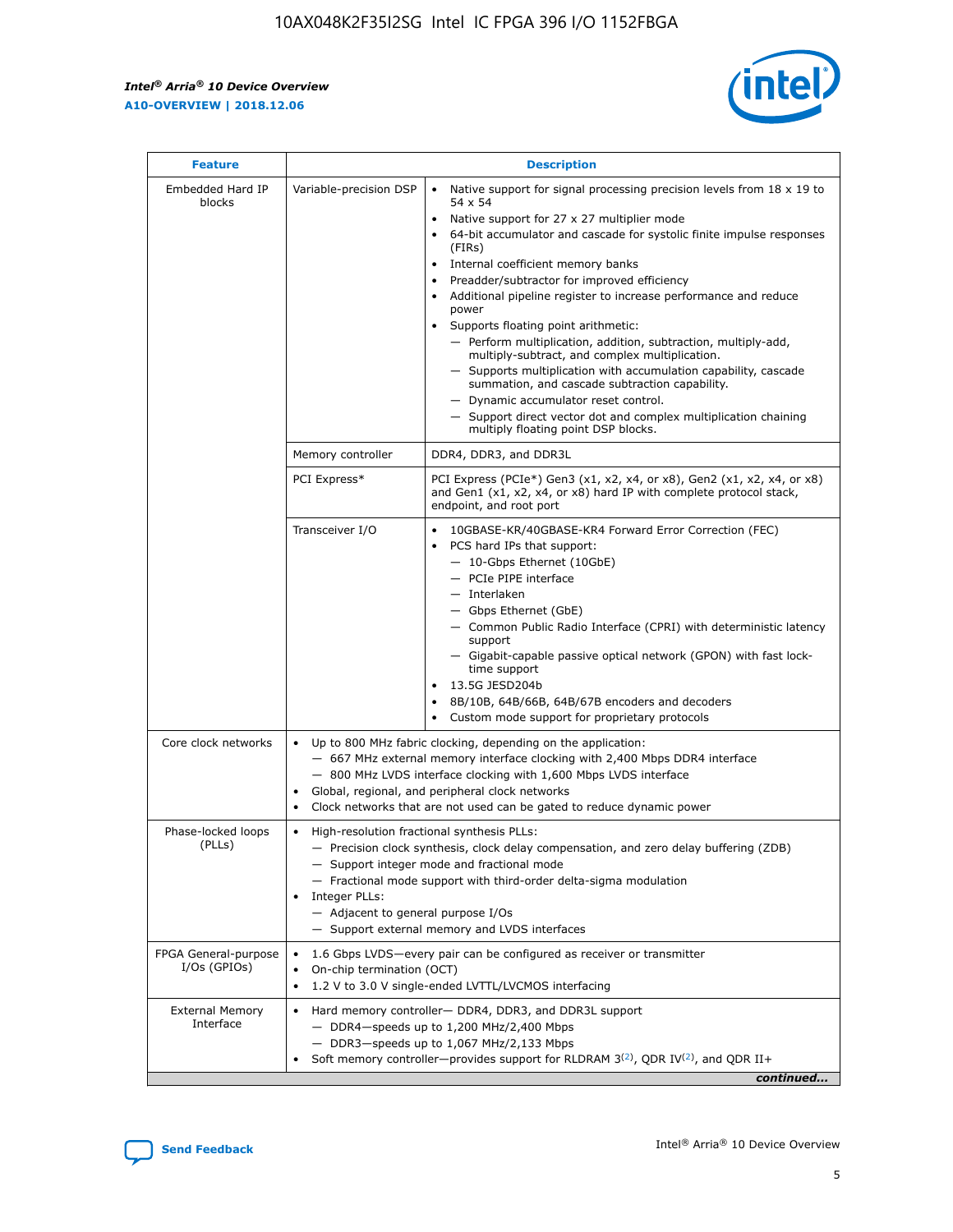| Feature | Description | |
|---|---|---|
| Embedded Hard IP blocks | Variable-precision DSP | • Native support for signal processing precision levels from 18 x 19 to 54 x 54<br>• Native support for 27 x 27 multiplier mode<br>• 64-bit accumulator and cascade for systolic finite impulse responses (FIRs)<br>• Internal coefficient memory banks<br>• Preadder/subtractor for improved efficiency<br>• Additional pipeline register to increase performance and reduce power<br>• Supports floating point arithmetic:<br>— Perform multiplication, addition, subtraction, multiply-add, multiply-subtract, and complex multiplication.<br>— Supports multiplication with accumulation capability, cascade summation, and cascade subtraction capability.<br>— Dynamic accumulator reset control.<br>— Support direct vector dot and complex multiplication chaining multiply floating point DSP blocks. |
| | Memory controller | DDR4, DDR3, and DDR3L |
| | PCI Express* | PCI Express (PCIe*) Gen3 (x1, x2, x4, or x8), Gen2 (x1, x2, x4, or x8) and Gen1 (x1, x2, x4, or x8) hard IP with complete protocol stack, endpoint, and root port |
| | Transceiver I/O | • 10GBASE-KR/40GBASE-KR4 Forward Error Correction (FEC)<br>• PCS hard IPs that support:<br>— 10-Gbps Ethernet (10GbE)<br>— PCIe PIPE interface<br>— Interlaken<br>— Gbps Ethernet (GbE)<br>— Common Public Radio Interface (CPRI) with deterministic latency support<br>— Gigabit-capable passive optical network (GPON) with fast lock-time support<br>• 13.5G JESD204b<br>• 8B/10B, 64B/66B, 64B/67B encoders and decoders<br>• Custom mode support for proprietary protocols |
| Core clock networks | • Up to 800 MHz fabric clocking, depending on the application:<br>— 667 MHz external memory interface clocking with 2,400 Mbps DDR4 interface<br>— 800 MHz LVDS interface clocking with 1,600 Mbps LVDS interface<br>• Global, regional, and peripheral clock networks<br>• Clock networks that are not used can be gated to reduce dynamic power | |
| Phase-locked loops (PLLs) | • High-resolution fractional synthesis PLLs:<br>— Precision clock synthesis, clock delay compensation, and zero delay buffering (ZDB)<br>— Support integer mode and fractional mode<br>— Fractional mode support with third-order delta-sigma modulation<br>• Integer PLLs:<br>— Adjacent to general purpose I/Os<br>— Support external memory and LVDS interfaces | |
| FPGA General-purpose I/Os (GPIOs) | • 1.6 Gbps LVDS—every pair can be configured as receiver or transmitter<br>• On-chip termination (OCT)<br>• 1.2 V to 3.0 V single-ended LVTTL/LVCMOS interfacing | |
| External Memory Interface | • Hard memory controller— DDR4, DDR3, and DDR3L support<br>— DDR4—speeds up to 1,200 MHz/2,400 Mbps<br>— DDR3—speeds up to 1,067 MHz/2,133 Mbps<br>• Soft memory controller—provides support for RLDRAM 3[(2)], QDR IV[(2)], and QDR II+ | |

*continued...*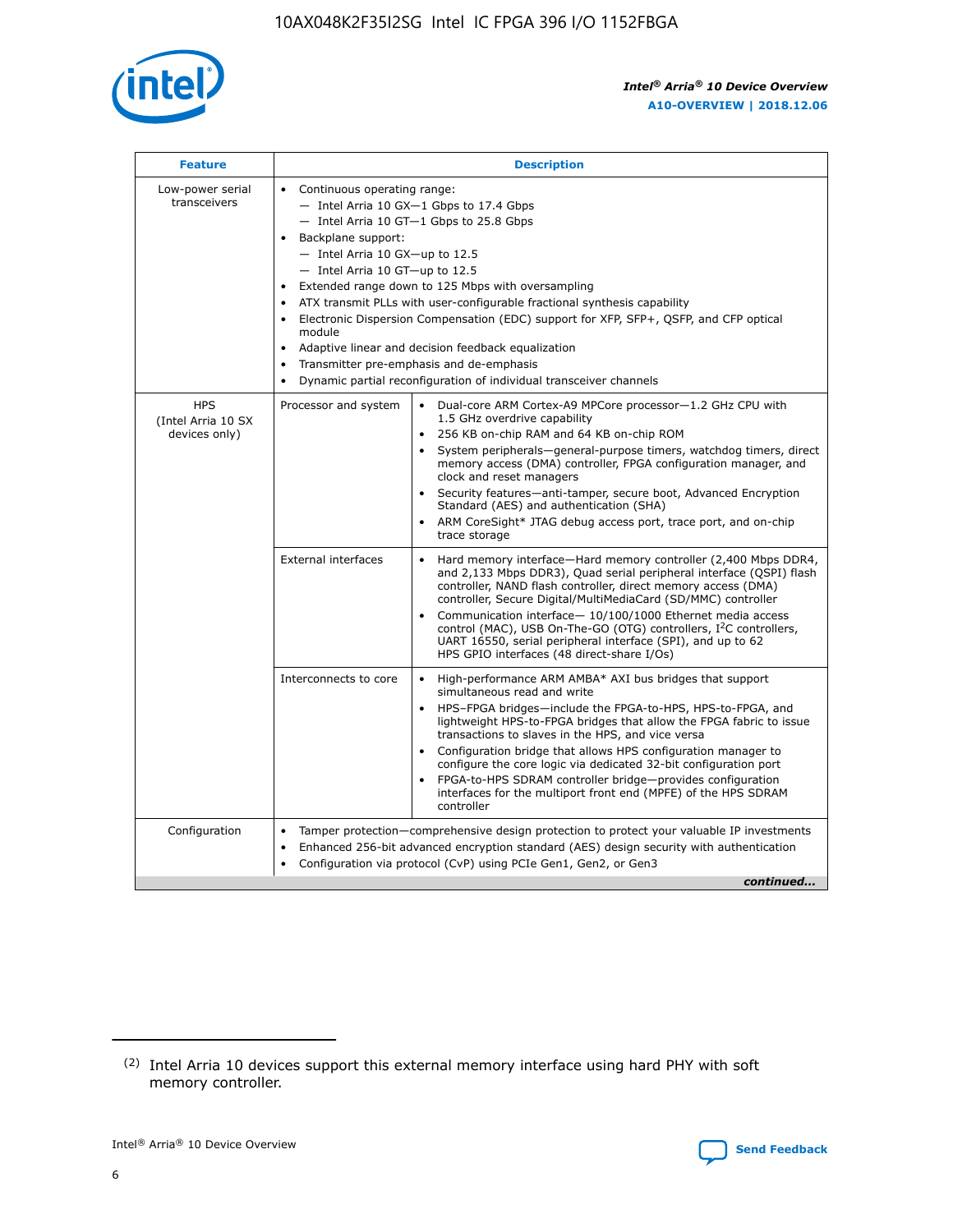| Feature | Description | |
|---|---|---|
| Low-power serial transceivers | • Continuous operating range:<br>— Intel Arria 10 GX—1 Gbps to 17.4 Gbps<br>— Intel Arria 10 GT—1 Gbps to 25.8 Gbps<br>• Backplane support:<br>— Intel Arria 10 GX—up to 12.5<br>— Intel Arria 10 GT—up to 12.5<br>• Extended range down to 125 Mbps with oversampling<br>• ATX transmit PLLs with user-configurable fractional synthesis capability<br>• Electronic Dispersion Compensation (EDC) support for XFP, SFP+, QSFP, and CFP optical module<br>• Adaptive linear and decision feedback equalization<br>• Transmitter pre-emphasis and de-emphasis<br>• Dynamic partial reconfiguration of individual transceiver channels | |
| HPS (Intel Arria 10 SX devices only) | Processor and system | • Dual-core ARM Cortex-A9 MPCore processor—1.2 GHz CPU with 1.5 GHz overdrive capability<br>• 256 KB on-chip RAM and 64 KB on-chip ROM<br>• System peripherals—general-purpose timers, watchdog timers, direct memory access (DMA) controller, FPGA configuration manager, and clock and reset managers<br>• Security features—anti-tamper, secure boot, Advanced Encryption Standard (AES) and authentication (SHA)<br>• ARM CoreSight* JTAG debug access port, trace port, and on-chip trace storage |
| | External interfaces | • Hard memory interface—Hard memory controller (2,400 Mbps DDR4, and 2,133 Mbps DDR3), Quad serial peripheral interface (QSPI) flash controller, NAND flash controller, direct memory access (DMA) controller, Secure Digital/MultiMediaCard (SD/MMC) controller<br>• Communication interface— 10/100/1000 Ethernet media access control (MAC), USB On-The-GO (OTG) controllers, I²C controllers, UART 16550, serial peripheral interface (SPI), and up to 62 HPS GPIO interfaces (48 direct-share I/Os) |
| | Interconnects to core | • High-performance ARM AMBA* AXI bus bridges that support simultaneous read and write<br>• HPS–FPGA bridges—include the FPGA-to-HPS, HPS-to-FPGA, and lightweight HPS-to-FPGA bridges that allow the FPGA fabric to issue transactions to slaves in the HPS, and vice versa<br>• Configuration bridge that allows HPS configuration manager to configure the core logic via dedicated 32-bit configuration port<br>• FPGA-to-HPS SDRAM controller bridge—provides configuration interfaces for the multiport front end (MPFE) of the HPS SDRAM controller |
| Configuration | • Tamper protection—comprehensive design protection to protect your valuable IP investments<br>• Enhanced 256-bit advanced encryption standard (AES) design security with authentication<br>• Configuration via protocol (CvP) using PCIe Gen1, Gen2, or Gen3 | |

*continued...*

(2) Intel Arria 10 devices support this external memory interface using hard PHY with soft memory controller.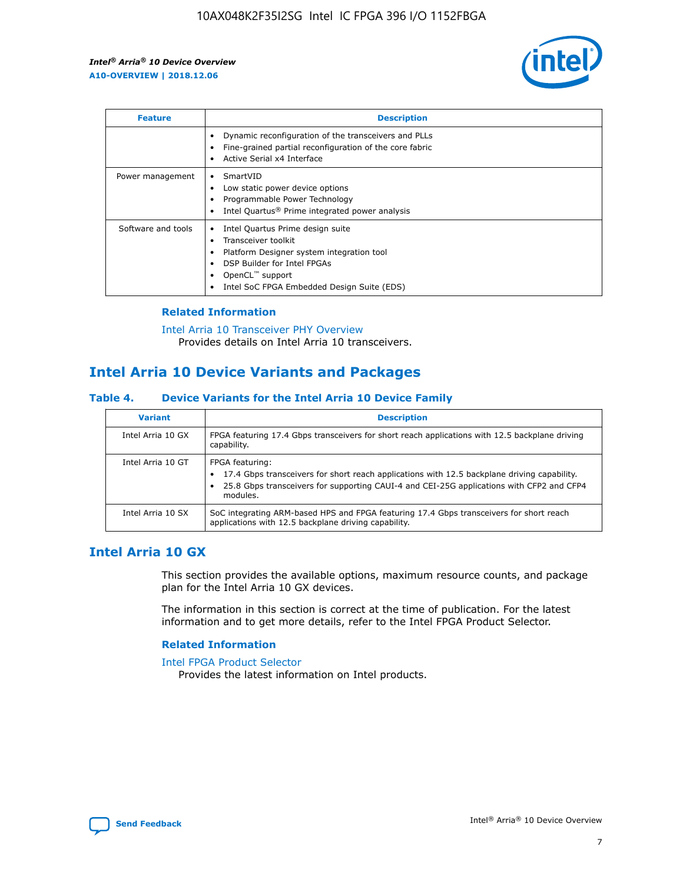| Feature | Description |
| --- | --- |
| | • Dynamic reconfiguration of the transceivers and PLLs<br>• Fine-grained partial reconfiguration of the core fabric<br>• Active Serial x4 Interface |
| Power management | • SmartVID<br>• Low static power device options<br>• Programmable Power Technology<br>• Intel Quartus® Prime integrated power analysis |
| Software and tools | • Intel Quartus Prime design suite<br>• Transceiver toolkit<br>• Platform Designer system integration tool<br>• DSP Builder for Intel FPGAs<br>• OpenCL™ support<br>• Intel SoC FPGA Embedded Design Suite (EDS) |

### Related Information

Intel Arria 10 Transceiver PHY Overview
Provides details on Intel Arria 10 transceivers.

## Intel Arria 10 Device Variants and Packages

### Table 4. Device Variants for the Intel Arria 10 Device Family

| Variant | Description |
| --- | --- |
| Intel Arria 10 GX | FPGA featuring 17.4 Gbps transceivers for short reach applications with 12.5 backplane driving capability. |
| Intel Arria 10 GT | FPGA featuring:<br>• 17.4 Gbps transceivers for short reach applications with 12.5 backplane driving capability.<br>• 25.8 Gbps transceivers for supporting CAUI-4 and CEI-25G applications with CFP2 and CFP4 modules. |
| Intel Arria 10 SX | SoC integrating ARM-based HPS and FPGA featuring 17.4 Gbps transceivers for short reach applications with 12.5 backplane driving capability. |

## Intel Arria 10 GX

This section provides the available options, maximum resource counts, and package plan for the Intel Arria 10 GX devices.

The information in this section is correct at the time of publication. For the latest information and to get more details, refer to the Intel FPGA Product Selector.

### Related Information

Intel FPGA Product Selector
Provides the latest information on Intel products.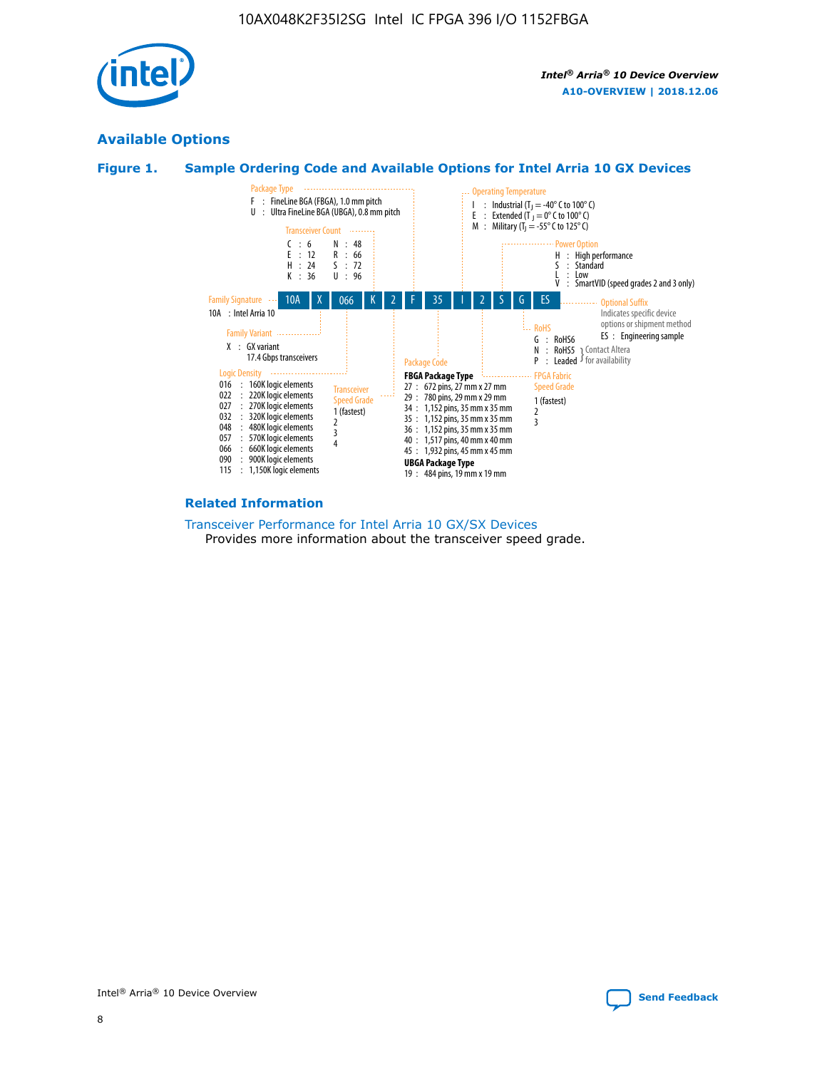## Available Options

### Figure 1. Sample Ordering Code and Available Options for Intel Arria 10 GX Devices

| 10A | X | 066 | K | 2 | F | 35 | I | 2 | S | G | ES |
|---|---|---|---|---|---|---|---|---|---|---|---|

**Family Signature**
10A : Intel Arria 10

**Family Variant**
X : GX variant
17.4 Gbps transceivers

**Logic Density**
016 : 160K logic elements
022 : 220K logic elements
027 : 270K logic elements
032 : 320K logic elements
048 : 480K logic elements
057 : 570K logic elements
066 : 660K logic elements
090 : 900K logic elements
115 : 1,150K logic elements

**Transceiver Count**
C : 6
E : 12
H : 24
K : 36
N : 48
R : 66
S : 72
U : 96

**Transceiver Speed Grade**
1 (fastest)
2
3
4

**Package Type**
F : FineLine BGA (FBGA), 1.0 mm pitch
U : Ultra FineLine BGA (UBGA), 0.8 mm pitch

**Package Code**

**FBGA Package Type**
27 : 672 pins, 27 mm x 27 mm
29 : 780 pins, 29 mm x 29 mm
34 : 1,152 pins, 35 mm x 35 mm
35 : 1,152 pins, 35 mm x 35 mm
36 : 1,152 pins, 35 mm x 35 mm
40 : 1,517 pins, 40 mm x 40 mm
45 : 1,932 pins, 45 mm x 45 mm

**UBGA Package Type**
19 : 484 pins, 19 mm x 19 mm

**Operating Temperature**
I : Industrial ($T_J$ = -40° C to 100° C)
E : Extended ($T_J$ = 0° C to 100° C)
M : Military ($T_J$ = -55° C to 125° C)

**FPGA Fabric Speed Grade**
1 (fastest)
2
3

**Power Option**
H : High performance
S : Standard
L : Low
V : SmartVID (speed grades 2 and 3 only)

**RoHS**
G : RoHS6
N : RoHS5 } Contact Altera for availability
P : Leaded } Contact Altera for availability

**Optional Suffix**
Indicates specific device options or shipment method
ES : Engineering sample

### Related Information

Transceiver Performance for Intel Arria 10 GX/SX Devices
Provides more information about the transceiver speed grade.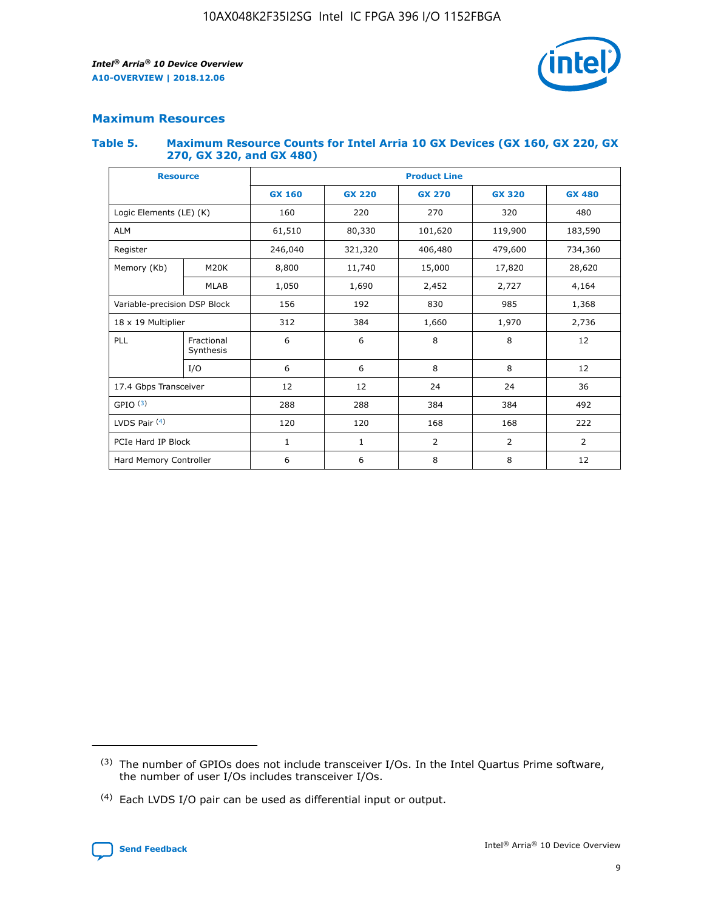## Maximum Resources

### Table 5. Maximum Resource Counts for Intel Arria 10 GX Devices (GX 160, GX 220, GX 270, GX 320, and GX 480)

| Resource | | Product Line | | | | |
|---|---|---|---|---|---|---|
| | | GX 160 | GX 220 | GX 270 | GX 320 | GX 480 |
| Logic Elements (LE) (K) | | 160 | 220 | 270 | 320 | 480 |
| ALM | | 61,510 | 80,330 | 101,620 | 119,900 | 183,590 |
| Register | | 246,040 | 321,320 | 406,480 | 479,600 | 734,360 |
| Memory (Kb) | M20K | 8,800 | 11,740 | 15,000 | 17,820 | 28,620 |
| | MLAB | 1,050 | 1,690 | 2,452 | 2,727 | 4,164 |
| Variable-precision DSP Block | | 156 | 192 | 830 | 985 | 1,368 |
| 18 x 19 Multiplier | | 312 | 384 | 1,660 | 1,970 | 2,736 |
| PLL | Fractional Synthesis | 6 | 6 | 8 | 8 | 12 |
| | I/O | 6 | 6 | 8 | 8 | 12 |
| 17.4 Gbps Transceiver | | 12 | 12 | 24 | 24 | 36 |
| GPIO [3] | | 288 | 288 | 384 | 384 | 492 |
| LVDS Pair [4] | | 120 | 120 | 168 | 168 | 222 |
| PCIe Hard IP Block | | 1 | 1 | 2 | 2 | 2 |
| Hard Memory Controller | | 6 | 6 | 8 | 8 | 12 |

(3) The number of GPIOs does not include transceiver I/Os. In the Intel Quartus Prime software, the number of user I/Os includes transceiver I/Os.

(4) Each LVDS I/O pair can be used as differential input or output.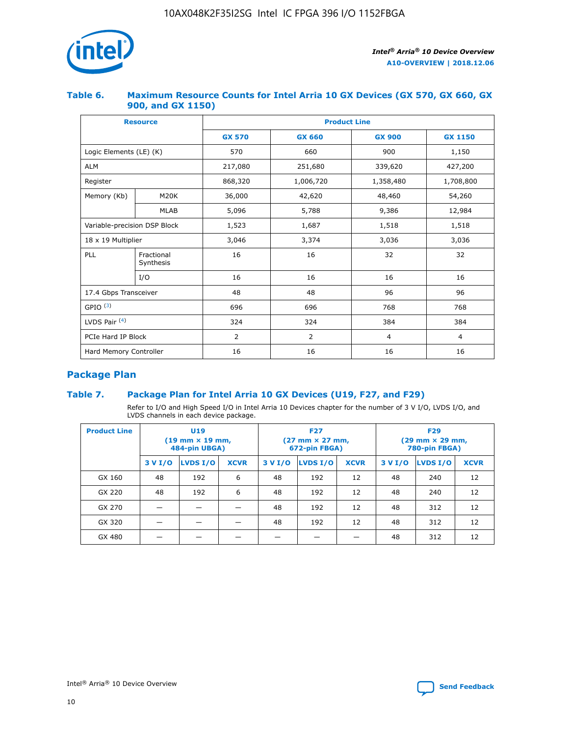### Table 6. Maximum Resource Counts for Intel Arria 10 GX Devices (GX 570, GX 660, GX 900, and GX 1150)

| Resource | | Product Line | | | |
|---|---|---|---|---|---|
| | | GX 570 | GX 660 | GX 900 | GX 1150 |
| Logic Elements (LE) (K) | | 570 | 660 | 900 | 1,150 |
| ALM | | 217,080 | 251,680 | 339,620 | 427,200 |
| Register | | 868,320 | 1,006,720 | 1,358,480 | 1,708,800 |
| Memory (Kb) | M20K | 36,000 | 42,620 | 48,460 | 54,260 |
| | MLAB | 5,096 | 5,788 | 9,386 | 12,984 |
| Variable-precision DSP Block | | 1,523 | 1,687 | 1,518 | 1,518 |
| 18 x 19 Multiplier | | 3,046 | 3,374 | 3,036 | 3,036 |
| PLL | Fractional Synthesis | 16 | 16 | 32 | 32 |
| | I/O | 16 | 16 | 16 | 16 |
| 17.4 Gbps Transceiver | | 48 | 48 | 96 | 96 |
| GPIO [(3)] | | 696 | 696 | 768 | 768 |
| LVDS Pair [(4)] | | 324 | 324 | 384 | 384 |
| PCIe Hard IP Block | | 2 | 2 | 4 | 4 |
| Hard Memory Controller | | 16 | 16 | 16 | 16 |

## Package Plan

### Table 7. Package Plan for Intel Arria 10 GX Devices (U19, F27, and F29)

Refer to I/O and High Speed I/O in Intel Arria 10 Devices chapter for the number of 3 V I/O, LVDS I/O, and LVDS channels in each device package.

| Product Line | U19 (19 mm × 19 mm, 484-pin UBGA) | | | F27 (27 mm × 27 mm, 672-pin FBGA) | | | F29 (29 mm × 29 mm, 780-pin FBGA) | | |
|---|---|---|---|---|---|---|---|---|---|
| | 3 V I/O | LVDS I/O | XCVR | 3 V I/O | LVDS I/O | XCVR | 3 V I/O | LVDS I/O | XCVR |
| GX 160 | 48 | 192 | 6 | 48 | 192 | 12 | 48 | 240 | 12 |
| GX 220 | 48 | 192 | 6 | 48 | 192 | 12 | 48 | 240 | 12 |
| GX 270 | — | — | — | 48 | 192 | 12 | 48 | 312 | 12 |
| GX 320 | — | — | — | 48 | 192 | 12 | 48 | 312 | 12 |
| GX 480 | — | — | — | — | — | — | 48 | 312 | 12 |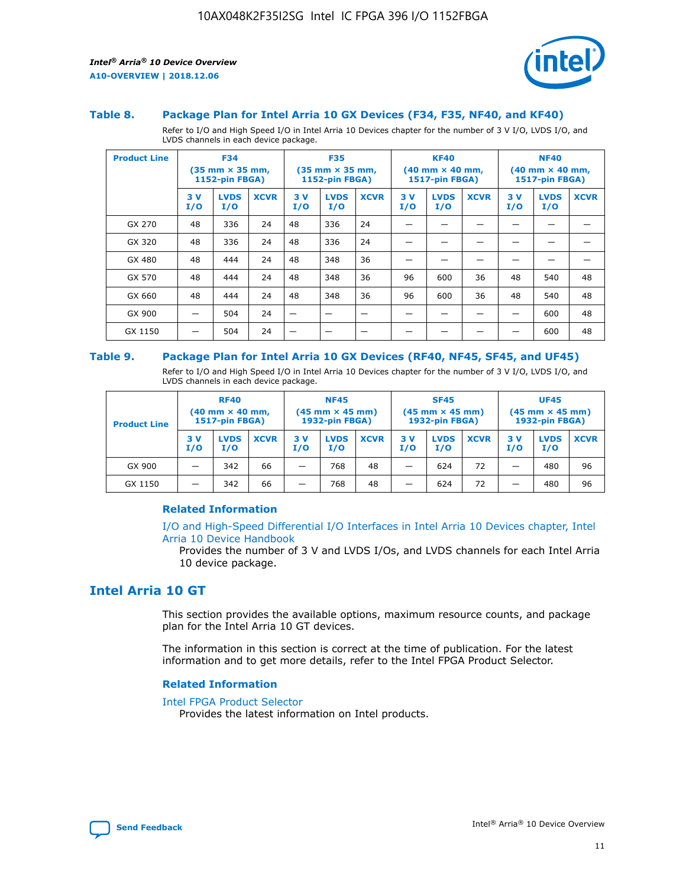### Table 8. Package Plan for Intel Arria 10 GX Devices (F34, F35, NF40, and KF40)

Refer to I/O and High Speed I/O in Intel Arria 10 Devices chapter for the number of 3 V I/O, LVDS I/O, and LVDS channels in each device package.

| Product Line | F34 (35 mm × 35 mm, 1152-pin FBGA) | | | F35 (35 mm × 35 mm, 1152-pin FBGA) | | | KF40 (40 mm × 40 mm, 1517-pin FBGA) | | | NF40 (40 mm × 40 mm, 1517-pin FBGA) | | |
|---|---|---|---|---|---|---|---|---|---|---|---|---|
| | 3 V I/O | LVDS I/O | XCVR | 3 V I/O | LVDS I/O | XCVR | 3 V I/O | LVDS I/O | XCVR | 3 V I/O | LVDS I/O | XCVR |
| GX 270 | 48 | 336 | 24 | 48 | 336 | 24 | — | — | — | — | — | — |
| GX 320 | 48 | 336 | 24 | 48 | 336 | 24 | — | — | — | — | — | — |
| GX 480 | 48 | 444 | 24 | 48 | 348 | 36 | — | — | — | — | — | — |
| GX 570 | 48 | 444 | 24 | 48 | 348 | 36 | 96 | 600 | 36 | 48 | 540 | 48 |
| GX 660 | 48 | 444 | 24 | 48 | 348 | 36 | 96 | 600 | 36 | 48 | 540 | 48 |
| GX 900 | — | 504 | 24 | — | — | — | — | — | — | — | 600 | 48 |
| GX 1150 | — | 504 | 24 | — | — | — | — | — | — | — | 600 | 48 |

### Table 9. Package Plan for Intel Arria 10 GX Devices (RF40, NF45, SF45, and UF45)

Refer to I/O and High Speed I/O in Intel Arria 10 Devices chapter for the number of 3 V I/O, LVDS I/O, and LVDS channels in each device package.

| Product Line | RF40 (40 mm × 40 mm, 1517-pin FBGA) | | | NF45 (45 mm × 45 mm) 1932-pin FBGA) | | | SF45 (45 mm × 45 mm) 1932-pin FBGA) | | | UF45 (45 mm × 45 mm) 1932-pin FBGA) | | |
|---|---|---|---|---|---|---|---|---|---|---|---|---|
| | 3 V I/O | LVDS I/O | XCVR | 3 V I/O | LVDS I/O | XCVR | 3 V I/O | LVDS I/O | XCVR | 3 V I/O | LVDS I/O | XCVR |
| GX 900 | — | 342 | 66 | — | 768 | 48 | — | 624 | 72 | — | 480 | 96 |
| GX 1150 | — | 342 | 66 | — | 768 | 48 | — | 624 | 72 | — | 480 | 96 |

#### Related Information

I/O and High-Speed Differential I/O Interfaces in Intel Arria 10 Devices chapter, Intel Arria 10 Device Handbook

Provides the number of 3 V and LVDS I/Os, and LVDS channels for each Intel Arria 10 device package.

## Intel Arria 10 GT

This section provides the available options, maximum resource counts, and package plan for the Intel Arria 10 GT devices.

The information in this section is correct at the time of publication. For the latest information and to get more details, refer to the Intel FPGA Product Selector.

#### Related Information

Intel FPGA Product Selector

Provides the latest information on Intel products.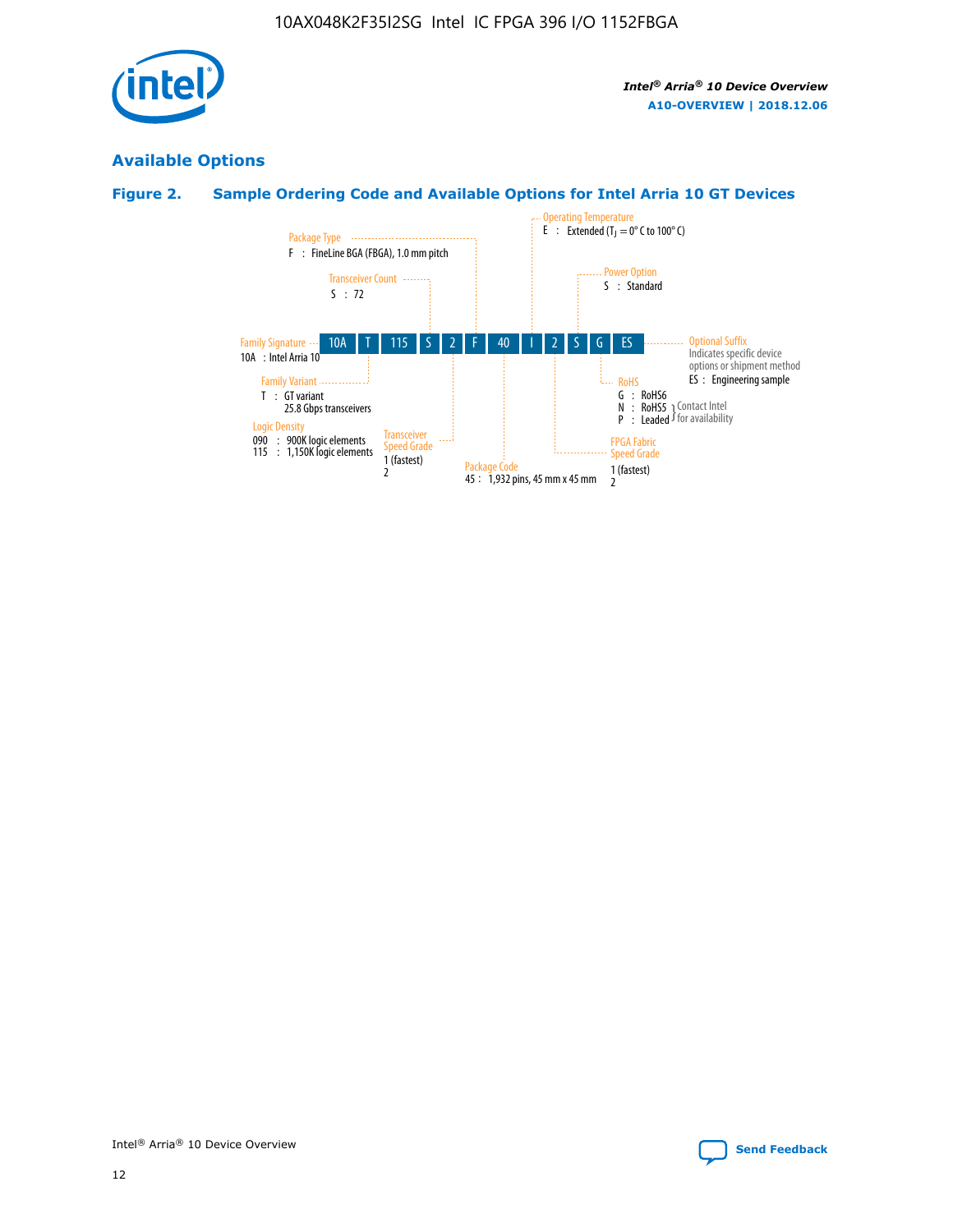## Available Options

### Figure 2. Sample Ordering Code and Available Options for Intel Arria 10 GT Devices

| 10A | T | 115 | S | 2 | F | 40 | I | 2 | S | G | ES |
|---|---|---|---|---|---|---|---|---|---|---|---|

**Family Signature**
10A : Intel Arria 10

**Family Variant**
T : GT variant
25.8 Gbps transceivers

**Logic Density**
090 : 900K logic elements
115 : 1,150K logic elements

**Transceiver Count**
S : 72

**Transceiver Speed Grade**
1 (fastest)
2

**Package Type**
F : FineLine BGA (FBGA), 1.0 mm pitch

**Package Code**
45 : 1,932 pins, 45 mm x 45 mm

**Operating Temperature**
E : Extended ($T_J$ = 0° C to 100° C)

**FPGA Fabric Speed Grade**
1 (fastest)
2

**Power Option**
S : Standard

**RoHS**
G : RoHS6
N : RoHS5 } Contact Intel for availability
P : Leaded } Contact Intel for availability

**Optional Suffix**
Indicates specific device options or shipment method
ES : Engineering sample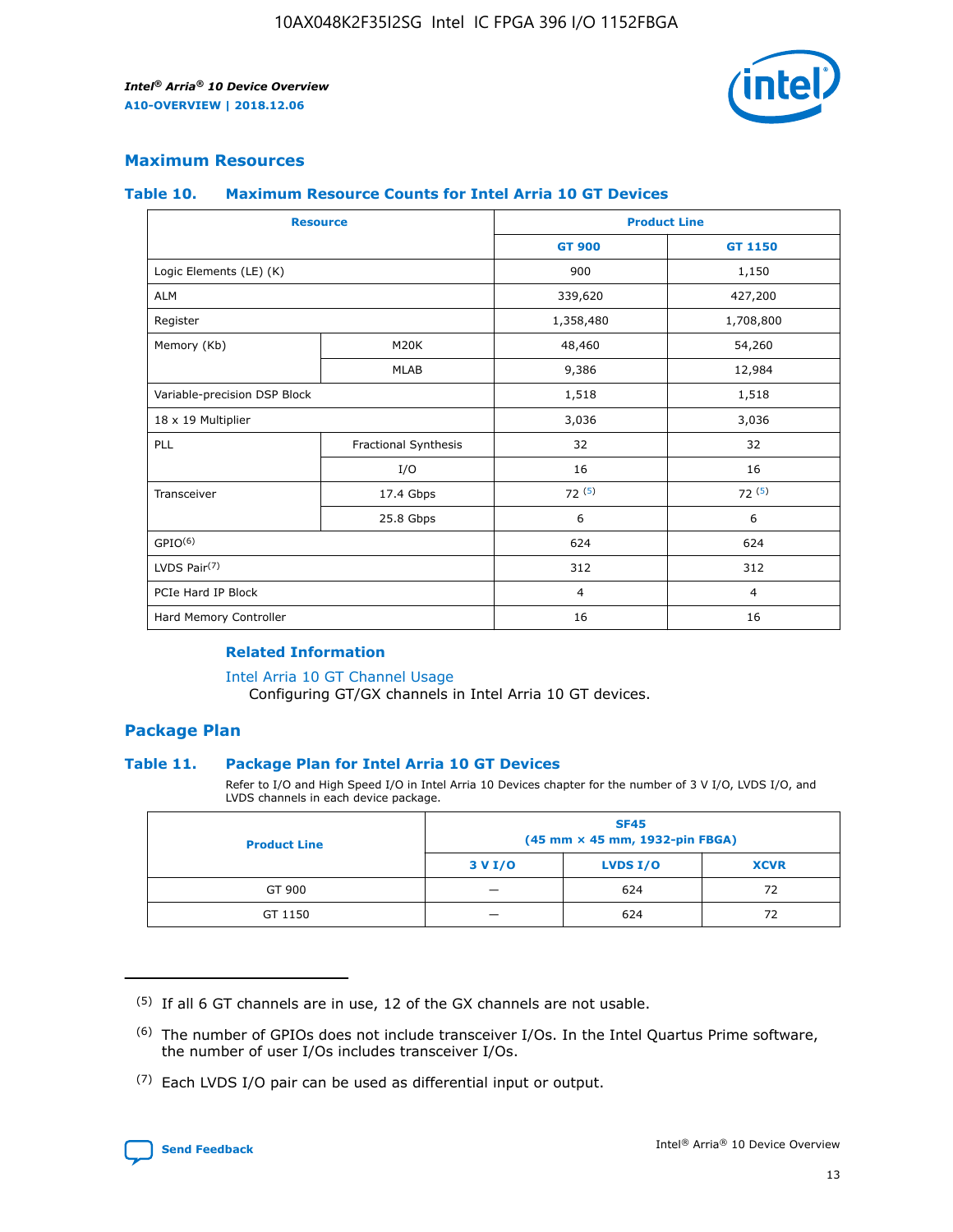## Maximum Resources

### Table 10. Maximum Resource Counts for Intel Arria 10 GT Devices

| Resource | | Product Line | |
|---|---|---|---|
| | | GT 900 | GT 1150 |
| Logic Elements (LE) (K) | | 900 | 1,150 |
| ALM | | 339,620 | 427,200 |
| Register | | 1,358,480 | 1,708,800 |
| Memory (Kb) | M20K | 48,460 | 54,260 |
| | MLAB | 9,386 | 12,984 |
| Variable-precision DSP Block | | 1,518 | 1,518 |
| 18 x 19 Multiplier | | 3,036 | 3,036 |
| PLL | Fractional Synthesis | 32 | 32 |
| | I/O | 16 | 16 |
| Transceiver | 17.4 Gbps | 72 [(5)] | 72 [(5)] |
| | 25.8 Gbps | 6 | 6 |
| GPIO[(6)] | | 624 | 624 |
| LVDS Pair[(7)] | | 312 | 312 |
| PCIe Hard IP Block | | 4 | 4 |
| Hard Memory Controller | | 16 | 16 |

#### Related Information

Intel Arria 10 GT Channel Usage
Configuring GT/GX channels in Intel Arria 10 GT devices.

## Package Plan

### Table 11. Package Plan for Intel Arria 10 GT Devices

Refer to I/O and High Speed I/O in Intel Arria 10 Devices chapter for the number of 3 V I/O, LVDS I/O, and LVDS channels in each device package.

| Product Line | SF45 (45 mm × 45 mm, 1932-pin FBGA) | | |
|---|---|---|---|
| | 3 V I/O | LVDS I/O | XCVR |
| GT 900 | — | 624 | 72 |
| GT 1150 | — | 624 | 72 |

(5) If all 6 GT channels are in use, 12 of the GX channels are not usable.

(6) The number of GPIOs does not include transceiver I/Os. In the Intel Quartus Prime software, the number of user I/Os includes transceiver I/Os.

(7) Each LVDS I/O pair can be used as differential input or output.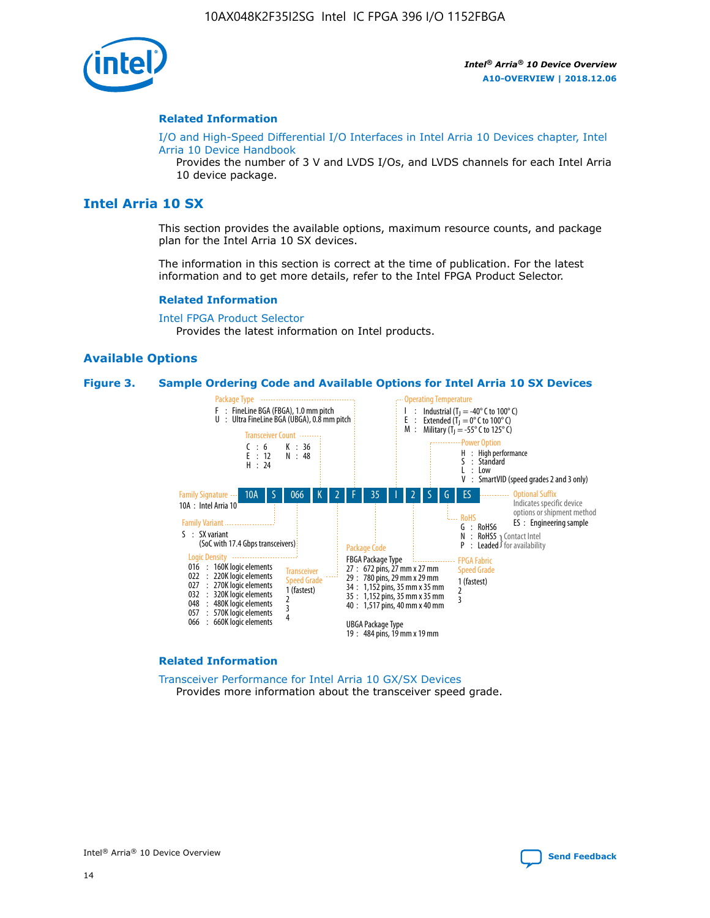## Related Information

I/O and High-Speed Differential I/O Interfaces in Intel Arria 10 Devices chapter, Intel Arria 10 Device Handbook

Provides the number of 3 V and LVDS I/Os, and LVDS channels for each Intel Arria 10 device package.

# Intel Arria 10 SX

This section provides the available options, maximum resource counts, and package plan for the Intel Arria 10 SX devices.

The information in this section is correct at the time of publication. For the latest information and to get more details, refer to the Intel FPGA Product Selector.

## Related Information

Intel FPGA Product Selector

Provides the latest information on Intel products.

## Available Options

**Figure 3. Sample Ordering Code and Available Options for Intel Arria 10 SX Devices**

Sample ordering code: 10A S 066 K 2 F 35 I 2 S G ES

- **Family Signature**
  - 10A : Intel Arria 10
- **Family Variant**
  - S : SX variant (SoC with 17.4 Gbps transceivers)
- **Logic Density**
  - 016 : 160K logic elements
  - 022 : 220K logic elements
  - 027 : 270K logic elements
  - 032 : 320K logic elements
  - 048 : 480K logic elements
  - 057 : 570K logic elements
  - 066 : 660K logic elements
- **Transceiver Count**
  - C : 6
  - E : 12
  - H : 24
  - K : 36
  - N : 48
- **Transceiver Speed Grade**
  - 1 (fastest)
  - 2
  - 3
  - 4
- **Package Type**
  - F : FineLine BGA (FBGA), 1.0 mm pitch
  - U : Ultra FineLine BGA (UBGA), 0.8 mm pitch
- **Package Code**
  - FBGA Package Type
    - 27 : 672 pins, 27 mm x 27 mm
    - 29 : 780 pins, 29 mm x 29 mm
    - 34 : 1,152 pins, 35 mm x 35 mm
    - 35 : 1,152 pins, 35 mm x 35 mm
    - 40 : 1,517 pins, 40 mm x 40 mm
  - UBGA Package Type
    - 19 : 484 pins, 19 mm x 19 mm
- **Operating Temperature**
  - I : Industrial ($T_J$ = -40° C to 100° C)
  - E : Extended ($T_J$ = 0° C to 100° C)
  - M : Military ($T_J$ = -55° C to 125° C)
- **FPGA Fabric Speed Grade**
  - 1 (fastest)
  - 2
  - 3
- **Power Option**
  - H : High performance
  - S : Standard
  - L : Low
  - V : SmartVID (speed grades 2 and 3 only)
- **RoHS**
  - G : RoHS6
  - N : RoHS5 (Contact Intel for availability)
  - P : Leaded (Contact Intel for availability)
- **Optional Suffix**
  - Indicates specific device options or shipment method
  - ES : Engineering sample

## Related Information

Transceiver Performance for Intel Arria 10 GX/SX Devices

Provides more information about the transceiver speed grade.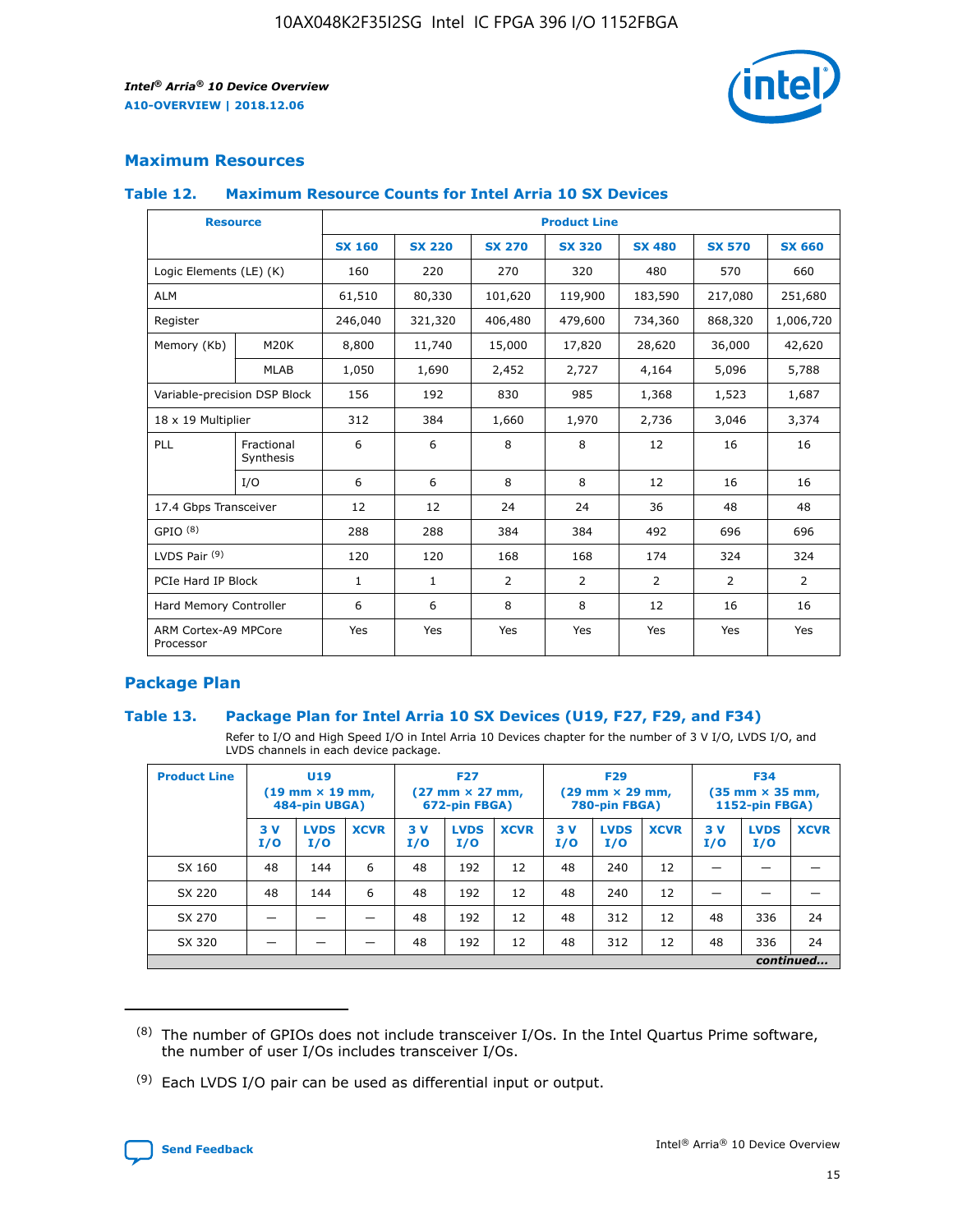## Maximum Resources

### Table 12. Maximum Resource Counts for Intel Arria 10 SX Devices

| Resource | | Product Line | | | | | | |
|---|---|---|---|---|---|---|---|---|
| | | SX 160 | SX 220 | SX 270 | SX 320 | SX 480 | SX 570 | SX 660 |
| Logic Elements (LE) (K) | | 160 | 220 | 270 | 320 | 480 | 570 | 660 |
| ALM | | 61,510 | 80,330 | 101,620 | 119,900 | 183,590 | 217,080 | 251,680 |
| Register | | 246,040 | 321,320 | 406,480 | 479,600 | 734,360 | 868,320 | 1,006,720 |
| Memory (Kb) | M20K | 8,800 | 11,740 | 15,000 | 17,820 | 28,620 | 36,000 | 42,620 |
| | MLAB | 1,050 | 1,690 | 2,452 | 2,727 | 4,164 | 5,096 | 5,788 |
| Variable-precision DSP Block | | 156 | 192 | 830 | 985 | 1,368 | 1,523 | 1,687 |
| 18 x 19 Multiplier | | 312 | 384 | 1,660 | 1,970 | 2,736 | 3,046 | 3,374 |
| PLL | Fractional Synthesis | 6 | 6 | 8 | 8 | 12 | 16 | 16 |
| | I/O | 6 | 6 | 8 | 8 | 12 | 16 | 16 |
| 17.4 Gbps Transceiver | | 12 | 12 | 24 | 24 | 36 | 48 | 48 |
| GPIO [8] | | 288 | 288 | 384 | 384 | 492 | 696 | 696 |
| LVDS Pair [9] | | 120 | 120 | 168 | 168 | 174 | 324 | 324 |
| PCIe Hard IP Block | | 1 | 1 | 2 | 2 | 2 | 2 | 2 |
| Hard Memory Controller | | 6 | 6 | 8 | 8 | 12 | 16 | 16 |
| ARM Cortex-A9 MPCore Processor | | Yes | Yes | Yes | Yes | Yes | Yes | Yes |

## Package Plan

### Table 13. Package Plan for Intel Arria 10 SX Devices (U19, F27, F29, and F34)

Refer to I/O and High Speed I/O in Intel Arria 10 Devices chapter for the number of 3 V I/O, LVDS I/O, and LVDS channels in each device package.

| Product Line | U19 (19 mm × 19 mm, 484-pin UBGA) | | | F27 (27 mm × 27 mm, 672-pin FBGA) | | | F29 (29 mm × 29 mm, 780-pin FBGA) | | | F34 (35 mm × 35 mm, 1152-pin FBGA) | | |
|---|---|---|---|---|---|---|---|---|---|---|---|---|
| | 3 V I/O | LVDS I/O | XCVR | 3 V I/O | LVDS I/O | XCVR | 3 V I/O | LVDS I/O | XCVR | 3 V I/O | LVDS I/O | XCVR |
| SX 160 | 48 | 144 | 6 | 48 | 192 | 12 | 48 | 240 | 12 | — | — | — |
| SX 220 | 48 | 144 | 6 | 48 | 192 | 12 | 48 | 240 | 12 | — | — | — |
| SX 270 | — | — | — | 48 | 192 | 12 | 48 | 312 | 12 | 48 | 336 | 24 |
| SX 320 | — | — | — | 48 | 192 | 12 | 48 | 312 | 12 | 48 | 336 | 24 |

*continued...*

(8) The number of GPIOs does not include transceiver I/Os. In the Intel Quartus Prime software, the number of user I/Os includes transceiver I/Os.

(9) Each LVDS I/O pair can be used as differential input or output.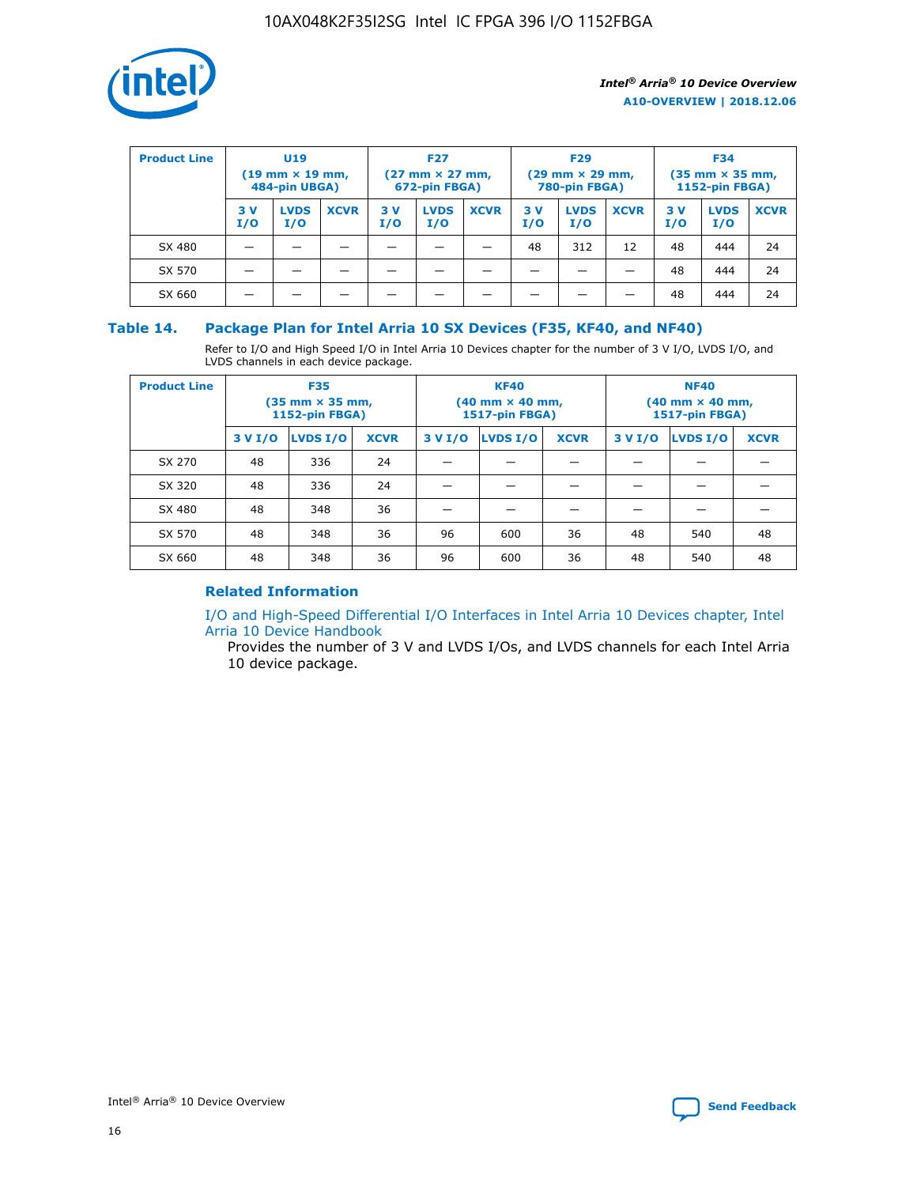| Product Line | U19 (19 mm × 19 mm, 484-pin UBGA) | | | F27 (27 mm × 27 mm, 672-pin FBGA) | | | F29 (29 mm × 29 mm, 780-pin FBGA) | | | F34 (35 mm × 35 mm, 1152-pin FBGA) | | |
|---|---|---|---|---|---|---|---|---|---|---|---|---|
| | 3 V I/O | LVDS I/O | XCVR | 3 V I/O | LVDS I/O | XCVR | 3 V I/O | LVDS I/O | XCVR | 3 V I/O | LVDS I/O | XCVR |
| SX 480 | — | — | — | — | — | — | 48 | 312 | 12 | 48 | 444 | 24 |
| SX 570 | — | — | — | — | — | — | — | — | — | 48 | 444 | 24 |
| SX 660 | — | — | — | — | — | — | — | — | — | 48 | 444 | 24 |

## Table 14. Package Plan for Intel Arria 10 SX Devices (F35, KF40, and NF40)

Refer to I/O and High Speed I/O in Intel Arria 10 Devices chapter for the number of 3 V I/O, LVDS I/O, and LVDS channels in each device package.

| Product Line | F35 (35 mm × 35 mm, 1152-pin FBGA) | | | KF40 (40 mm × 40 mm, 1517-pin FBGA) | | | NF40 (40 mm × 40 mm, 1517-pin FBGA) | | |
|---|---|---|---|---|---|---|---|---|---|
| | 3 V I/O | LVDS I/O | XCVR | 3 V I/O | LVDS I/O | XCVR | 3 V I/O | LVDS I/O | XCVR |
| SX 270 | 48 | 336 | 24 | — | — | — | — | — | — |
| SX 320 | 48 | 336 | 24 | — | — | — | — | — | — |
| SX 480 | 48 | 348 | 36 | — | — | — | — | — | — |
| SX 570 | 48 | 348 | 36 | 96 | 600 | 36 | 48 | 540 | 48 |
| SX 660 | 48 | 348 | 36 | 96 | 600 | 36 | 48 | 540 | 48 |

### Related Information

I/O and High-Speed Differential I/O Interfaces in Intel Arria 10 Devices chapter, Intel Arria 10 Device Handbook

Provides the number of 3 V and LVDS I/Os, and LVDS channels for each Intel Arria 10 device package.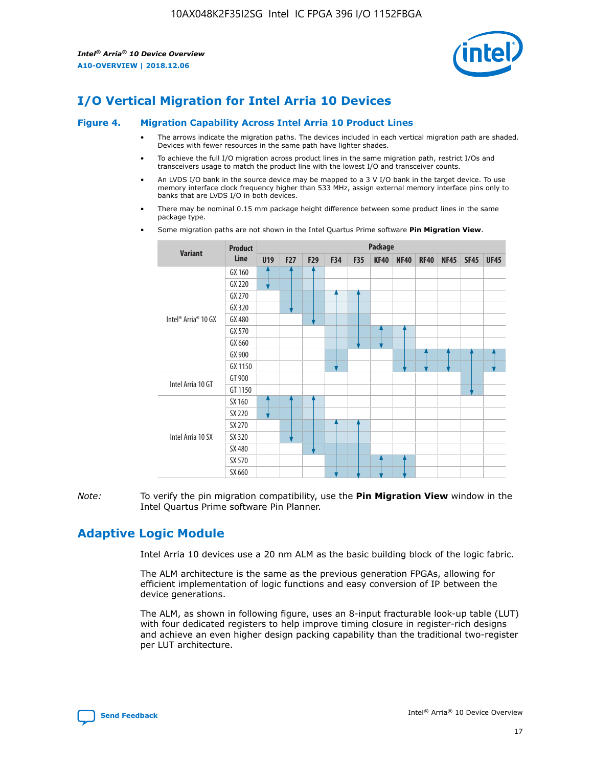# I/O Vertical Migration for Intel Arria 10 Devices

**Figure 4. Migration Capability Across Intel Arria 10 Product Lines**

- The arrows indicate the migration paths. The devices included in each vertical migration path are shaded. Devices with fewer resources in the same path have lighter shades.
- To achieve the full I/O migration across product lines in the same migration path, restrict I/Os and transceivers usage to match the product line with the lowest I/O and transceiver counts.
- An LVDS I/O bank in the source device may be mapped to a 3 V I/O bank in the target device. To use memory interface clock frequency higher than 533 MHz, assign external memory interface pins only to banks that are LVDS I/O in both devices.
- There may be nominal 0.15 mm package height difference between some product lines in the same package type.
- Some migration paths are not shown in the Intel Quartus Prime software **Pin Migration View**.

| Variant | Product Line | Package | | | | | | | | | | |
|---|---|---|---|---|---|---|---|---|---|---|---|---|
| | | U19 | F27 | F29 | F34 | F35 | KF40 | NF40 | RF40 | NF45 | SF45 | UF45 |
| Intel® Arria® 10 GX | GX 160 | | | | | | | | | | | |
| | GX 220 | | | | | | | | | | | |
| | GX 270 | | | | | | | | | | | |
| | GX 320 | | | | | | | | | | | |
| | GX 480 | | | | | | | | | | | |
| | GX 570 | | | | | | | | | | | |
| | GX 660 | | | | | | | | | | | |
| | GX 900 | | | | | | | | | | | |
| | GX 1150 | | | | | | | | | | | |
| Intel Arria 10 GT | GT 900 | | | | | | | | | | | |
| | GT 1150 | | | | | | | | | | | |
| Intel Arria 10 SX | SX 160 | | | | | | | | | | | |
| | SX 220 | | | | | | | | | | | |
| | SX 270 | | | | | | | | | | | |
| | SX 320 | | | | | | | | | | | |
| | SX 480 | | | | | | | | | | | |
| | SX 570 | | | | | | | | | | | |
| | SX 660 | | | | | | | | | | | |

*Note:* To verify the pin migration compatibility, use the **Pin Migration View** window in the Intel Quartus Prime software Pin Planner.

# Adaptive Logic Module

Intel Arria 10 devices use a 20 nm ALM as the basic building block of the logic fabric.

The ALM architecture is the same as the previous generation FPGAs, allowing for efficient implementation of logic functions and easy conversion of IP between the device generations.

The ALM, as shown in following figure, uses an 8-input fracturable look-up table (LUT) with four dedicated registers to help improve timing closure in register-rich designs and achieve an even higher design packing capability than the traditional two-register per LUT architecture.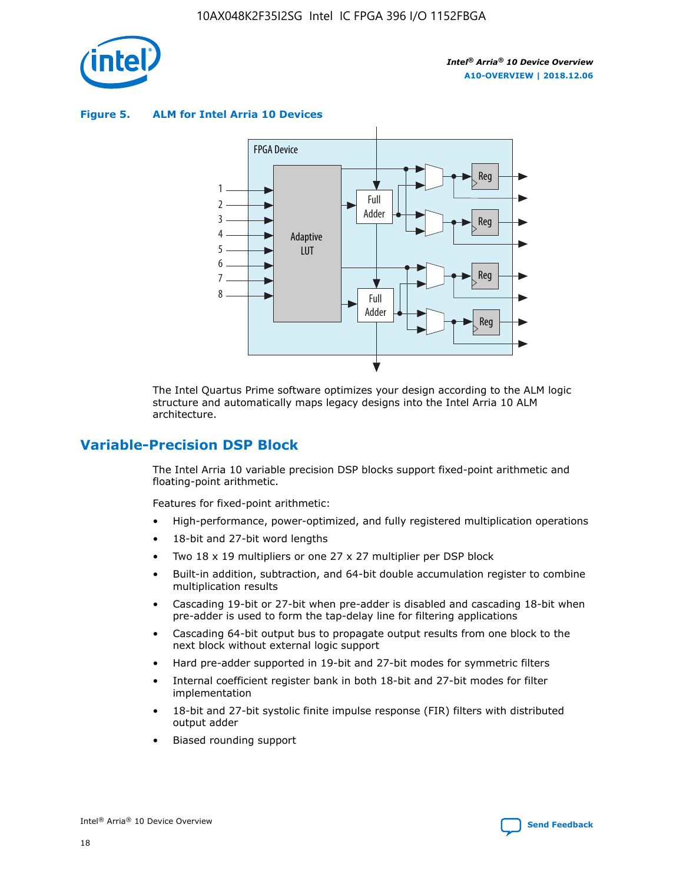**Figure 5. ALM for Intel Arria 10 Devices**

The Intel Quartus Prime software optimizes your design according to the ALM logic structure and automatically maps legacy designs into the Intel Arria 10 ALM architecture.

## Variable-Precision DSP Block

The Intel Arria 10 variable precision DSP blocks support fixed-point arithmetic and floating-point arithmetic.

Features for fixed-point arithmetic:

- High-performance, power-optimized, and fully registered multiplication operations
- 18-bit and 27-bit word lengths
- Two 18 x 19 multipliers or one 27 x 27 multiplier per DSP block
- Built-in addition, subtraction, and 64-bit double accumulation register to combine multiplication results
- Cascading 19-bit or 27-bit when pre-adder is disabled and cascading 18-bit when pre-adder is used to form the tap-delay line for filtering applications
- Cascading 64-bit output bus to propagate output results from one block to the next block without external logic support
- Hard pre-adder supported in 19-bit and 27-bit modes for symmetric filters
- Internal coefficient register bank in both 18-bit and 27-bit modes for filter implementation
- 18-bit and 27-bit systolic finite impulse response (FIR) filters with distributed output adder
- Biased rounding support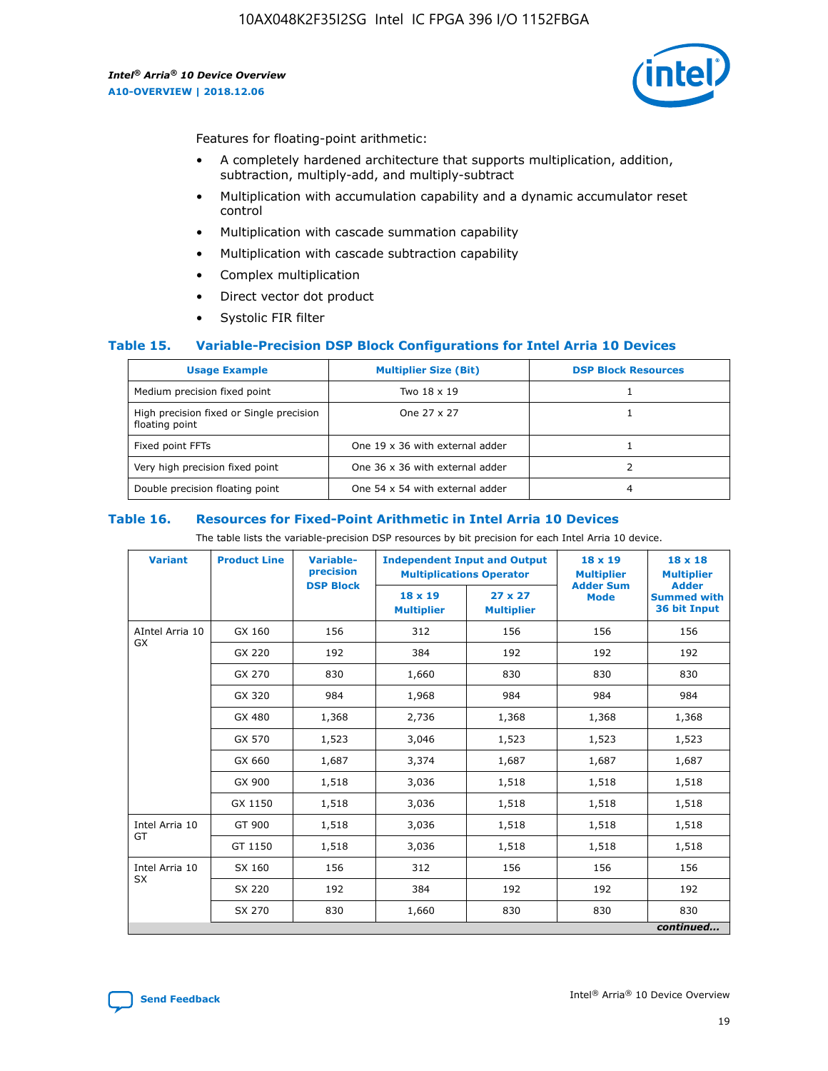Features for floating-point arithmetic:

- A completely hardened architecture that supports multiplication, addition, subtraction, multiply-add, and multiply-subtract
- Multiplication with accumulation capability and a dynamic accumulator reset control
- Multiplication with cascade summation capability
- Multiplication with cascade subtraction capability
- Complex multiplication
- Direct vector dot product
- Systolic FIR filter

### Table 15. Variable-Precision DSP Block Configurations for Intel Arria 10 Devices

| Usage Example | Multiplier Size (Bit) | DSP Block Resources |
|---|---|---|
| Medium precision fixed point | Two 18 x 19 | 1 |
| High precision fixed or Single precision floating point | One 27 x 27 | 1 |
| Fixed point FFTs | One 19 x 36 with external adder | 1 |
| Very high precision fixed point | One 36 x 36 with external adder | 2 |
| Double precision floating point | One 54 x 54 with external adder | 4 |

### Table 16. Resources for Fixed-Point Arithmetic in Intel Arria 10 Devices

The table lists the variable-precision DSP resources by bit precision for each Intel Arria 10 device.

| Variant | Product Line | Variable-precision DSP Block | Independent Input and Output Multiplications Operator | | 18 x 19 Multiplier Adder Sum Mode | 18 x 18 Multiplier Adder Summed with 36 bit Input |
|---|---|---|---|---|---|---|
| | | | 18 x 19 Multiplier | 27 x 27 Multiplier | | |
| AIntel Arria 10 GX | GX 160 | 156 | 312 | 156 | 156 | 156 |
| | GX 220 | 192 | 384 | 192 | 192 | 192 |
| | GX 270 | 830 | 1,660 | 830 | 830 | 830 |
| | GX 320 | 984 | 1,968 | 984 | 984 | 984 |
| | GX 480 | 1,368 | 2,736 | 1,368 | 1,368 | 1,368 |
| | GX 570 | 1,523 | 3,046 | 1,523 | 1,523 | 1,523 |
| | GX 660 | 1,687 | 3,374 | 1,687 | 1,687 | 1,687 |
| | GX 900 | 1,518 | 3,036 | 1,518 | 1,518 | 1,518 |
| | GX 1150 | 1,518 | 3,036 | 1,518 | 1,518 | 1,518 |
| Intel Arria 10 GT | GT 900 | 1,518 | 3,036 | 1,518 | 1,518 | 1,518 |
| | GT 1150 | 1,518 | 3,036 | 1,518 | 1,518 | 1,518 |
| Intel Arria 10 SX | SX 160 | 156 | 312 | 156 | 156 | 156 |
| | SX 220 | 192 | 384 | 192 | 192 | 192 |
| | SX 270 | 830 | 1,660 | 830 | 830 | 830 |

*continued...*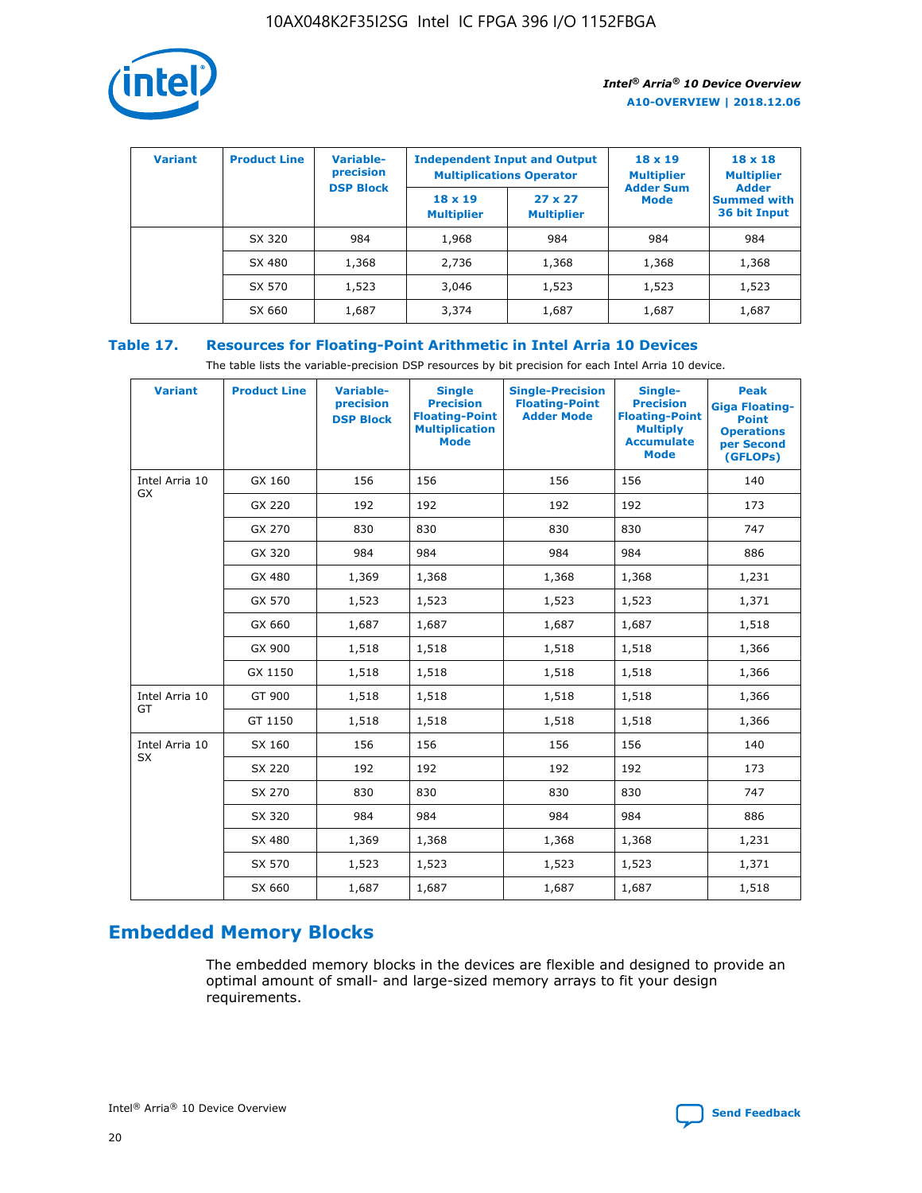| Variant | Product Line | Variable-precision DSP Block | Independent Input and Output Multiplications Operator | | 18 x 19 Multiplier Adder Sum Mode | 18 x 18 Multiplier Adder Summed with 36 bit Input |
|---|---|---|---|---|---|---|
| | | | 18 x 19 Multiplier | 27 x 27 Multiplier | | |
| | SX 320 | 984 | 1,968 | 984 | 984 | 984 |
| | SX 480 | 1,368 | 2,736 | 1,368 | 1,368 | 1,368 |
| | SX 570 | 1,523 | 3,046 | 1,523 | 1,523 | 1,523 |
| | SX 660 | 1,687 | 3,374 | 1,687 | 1,687 | 1,687 |

**Table 17. Resources for Floating-Point Arithmetic in Intel Arria 10 Devices**

The table lists the variable-precision DSP resources by bit precision for each Intel Arria 10 device.

| Variant | Product Line | Variable-precision DSP Block | Single Precision Floating-Point Multiplication Mode | Single-Precision Floating-Point Adder Mode | Single-Precision Floating-Point Multiply Accumulate Mode | Peak Giga Floating-Point Operations per Second (GFLOPs) |
|---|---|---|---|---|---|---|
| Intel Arria 10 GX | GX 160 | 156 | 156 | 156 | 156 | 140 |
| | GX 220 | 192 | 192 | 192 | 192 | 173 |
| | GX 270 | 830 | 830 | 830 | 830 | 747 |
| | GX 320 | 984 | 984 | 984 | 984 | 886 |
| | GX 480 | 1,369 | 1,368 | 1,368 | 1,368 | 1,231 |
| | GX 570 | 1,523 | 1,523 | 1,523 | 1,523 | 1,371 |
| | GX 660 | 1,687 | 1,687 | 1,687 | 1,687 | 1,518 |
| | GX 900 | 1,518 | 1,518 | 1,518 | 1,518 | 1,366 |
| | GX 1150 | 1,518 | 1,518 | 1,518 | 1,518 | 1,366 |
| Intel Arria 10 GT | GT 900 | 1,518 | 1,518 | 1,518 | 1,518 | 1,366 |
| | GT 1150 | 1,518 | 1,518 | 1,518 | 1,518 | 1,366 |
| Intel Arria 10 SX | SX 160 | 156 | 156 | 156 | 156 | 140 |
| | SX 220 | 192 | 192 | 192 | 192 | 173 |
| | SX 270 | 830 | 830 | 830 | 830 | 747 |
| | SX 320 | 984 | 984 | 984 | 984 | 886 |
| | SX 480 | 1,369 | 1,368 | 1,368 | 1,368 | 1,231 |
| | SX 570 | 1,523 | 1,523 | 1,523 | 1,523 | 1,371 |
| | SX 660 | 1,687 | 1,687 | 1,687 | 1,687 | 1,518 |

## Embedded Memory Blocks

The embedded memory blocks in the devices are flexible and designed to provide an optimal amount of small- and large-sized memory arrays to fit your design requirements.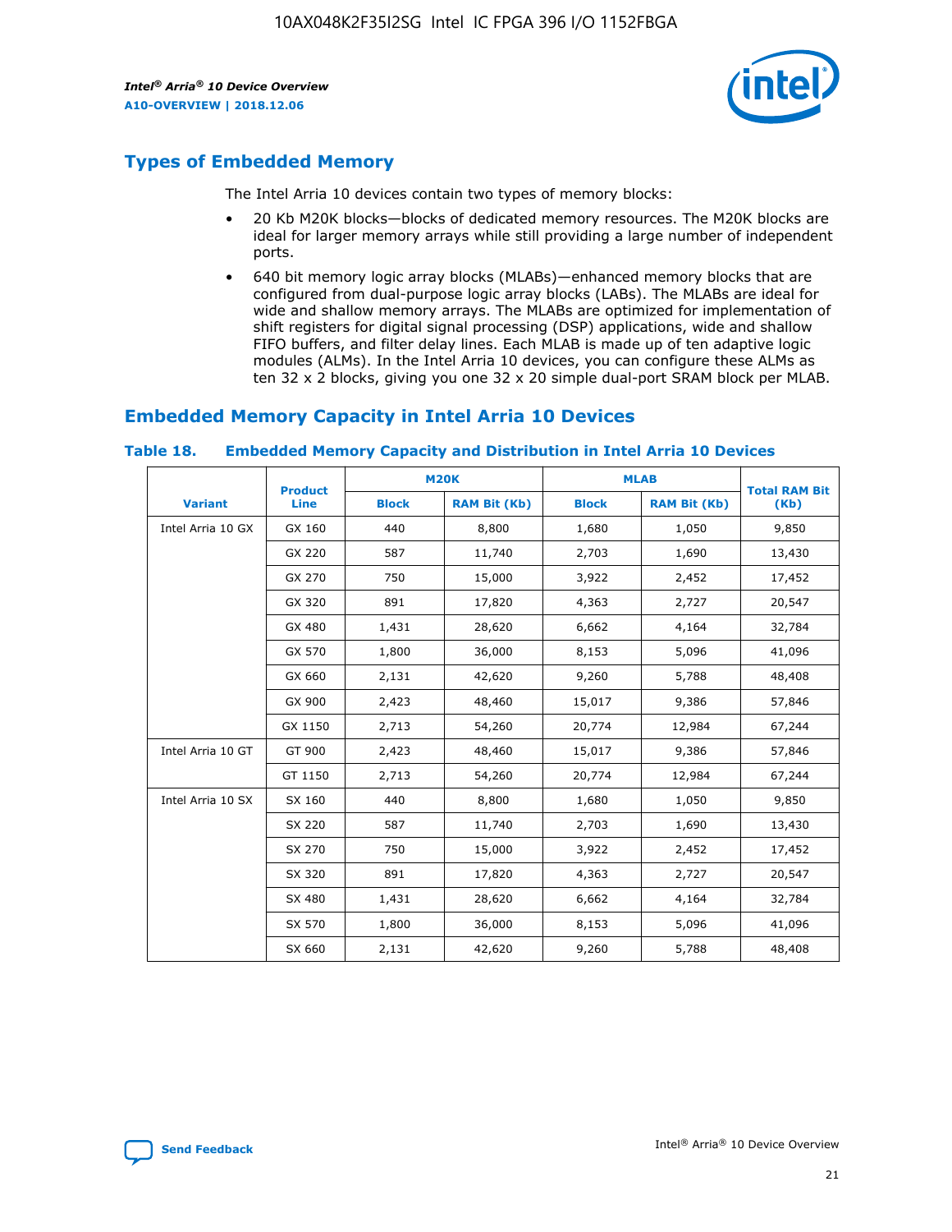## Types of Embedded Memory

The Intel Arria 10 devices contain two types of memory blocks:

- 20 Kb M20K blocks—blocks of dedicated memory resources. The M20K blocks are ideal for larger memory arrays while still providing a large number of independent ports.
- 640 bit memory logic array blocks (MLABs)—enhanced memory blocks that are configured from dual-purpose logic array blocks (LABs). The MLABs are ideal for wide and shallow memory arrays. The MLABs are optimized for implementation of shift registers for digital signal processing (DSP) applications, wide and shallow FIFO buffers, and filter delay lines. Each MLAB is made up of ten adaptive logic modules (ALMs). In the Intel Arria 10 devices, you can configure these ALMs as ten 32 x 2 blocks, giving you one 32 x 20 simple dual-port SRAM block per MLAB.

## Embedded Memory Capacity in Intel Arria 10 Devices

### Table 18. Embedded Memory Capacity and Distribution in Intel Arria 10 Devices

| Variant | Product Line | M20K | | MLAB | | Total RAM Bit (Kb) |
|---|---|---|---|---|---|---|
| | | Block | RAM Bit (Kb) | Block | RAM Bit (Kb) | |
| Intel Arria 10 GX | GX 160 | 440 | 8,800 | 1,680 | 1,050 | 9,850 |
| | GX 220 | 587 | 11,740 | 2,703 | 1,690 | 13,430 |
| | GX 270 | 750 | 15,000 | 3,922 | 2,452 | 17,452 |
| | GX 320 | 891 | 17,820 | 4,363 | 2,727 | 20,547 |
| | GX 480 | 1,431 | 28,620 | 6,662 | 4,164 | 32,784 |
| | GX 570 | 1,800 | 36,000 | 8,153 | 5,096 | 41,096 |
| | GX 660 | 2,131 | 42,620 | 9,260 | 5,788 | 48,408 |
| | GX 900 | 2,423 | 48,460 | 15,017 | 9,386 | 57,846 |
| | GX 1150 | 2,713 | 54,260 | 20,774 | 12,984 | 67,244 |
| Intel Arria 10 GT | GT 900 | 2,423 | 48,460 | 15,017 | 9,386 | 57,846 |
| | GT 1150 | 2,713 | 54,260 | 20,774 | 12,984 | 67,244 |
| Intel Arria 10 SX | SX 160 | 440 | 8,800 | 1,680 | 1,050 | 9,850 |
| | SX 220 | 587 | 11,740 | 2,703 | 1,690 | 13,430 |
| | SX 270 | 750 | 15,000 | 3,922 | 2,452 | 17,452 |
| | SX 320 | 891 | 17,820 | 4,363 | 2,727 | 20,547 |
| | SX 480 | 1,431 | 28,620 | 6,662 | 4,164 | 32,784 |
| | SX 570 | 1,800 | 36,000 | 8,153 | 5,096 | 41,096 |
| | SX 660 | 2,131 | 42,620 | 9,260 | 5,788 | 48,408 |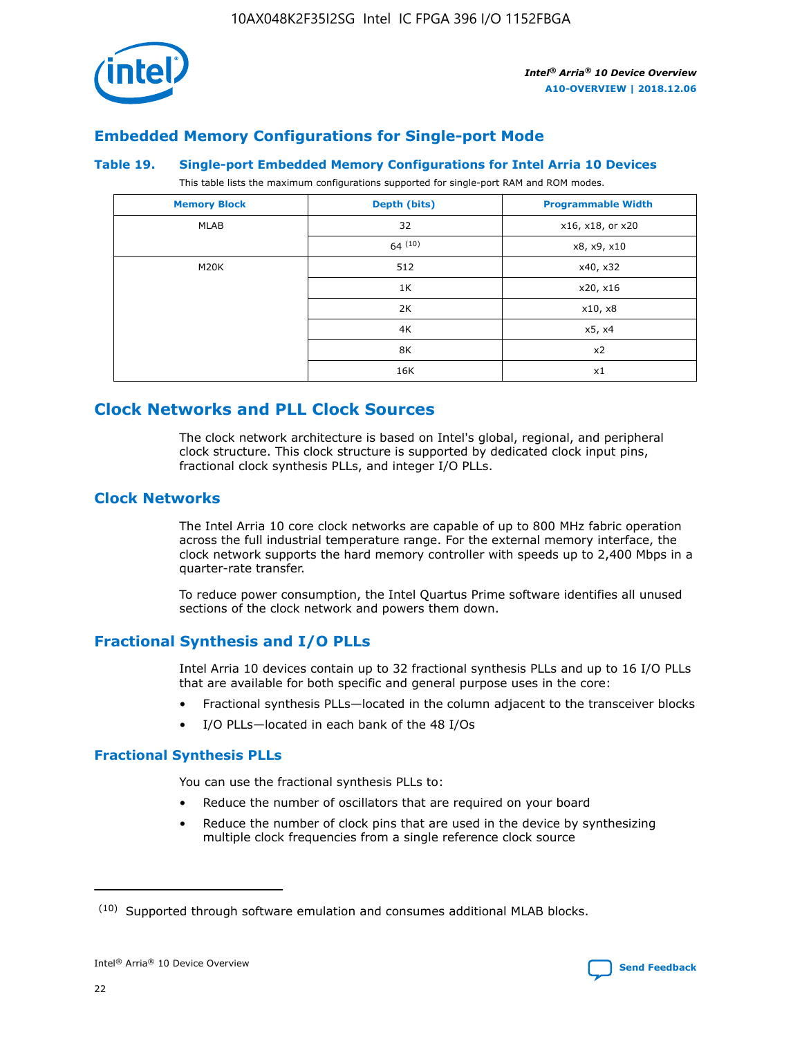## Embedded Memory Configurations for Single-port Mode

### Table 19. Single-port Embedded Memory Configurations for Intel Arria 10 Devices

This table lists the maximum configurations supported for single-port RAM and ROM modes.

| Memory Block | Depth (bits) | Programmable Width |
| --- | --- | --- |
| MLAB | 32 | x16, x18, or x20 |
| | 64 (10) | x8, x9, x10 |
| M20K | 512 | x40, x32 |
| | 1K | x20, x16 |
| | 2K | x10, x8 |
| | 4K | x5, x4 |
| | 8K | x2 |
| | 16K | x1 |

# Clock Networks and PLL Clock Sources

The clock network architecture is based on Intel's global, regional, and peripheral clock structure. This clock structure is supported by dedicated clock input pins, fractional clock synthesis PLLs, and integer I/O PLLs.

## Clock Networks

The Intel Arria 10 core clock networks are capable of up to 800 MHz fabric operation across the full industrial temperature range. For the external memory interface, the clock network supports the hard memory controller with speeds up to 2,400 Mbps in a quarter-rate transfer.

To reduce power consumption, the Intel Quartus Prime software identifies all unused sections of the clock network and powers them down.

## Fractional Synthesis and I/O PLLs

Intel Arria 10 devices contain up to 32 fractional synthesis PLLs and up to 16 I/O PLLs that are available for both specific and general purpose uses in the core:

- Fractional synthesis PLLs—located in the column adjacent to the transceiver blocks
- I/O PLLs—located in each bank of the 48 I/Os

### Fractional Synthesis PLLs

You can use the fractional synthesis PLLs to:

- Reduce the number of oscillators that are required on your board
- Reduce the number of clock pins that are used in the device by synthesizing multiple clock frequencies from a single reference clock source

(10) Supported through software emulation and consumes additional MLAB blocks.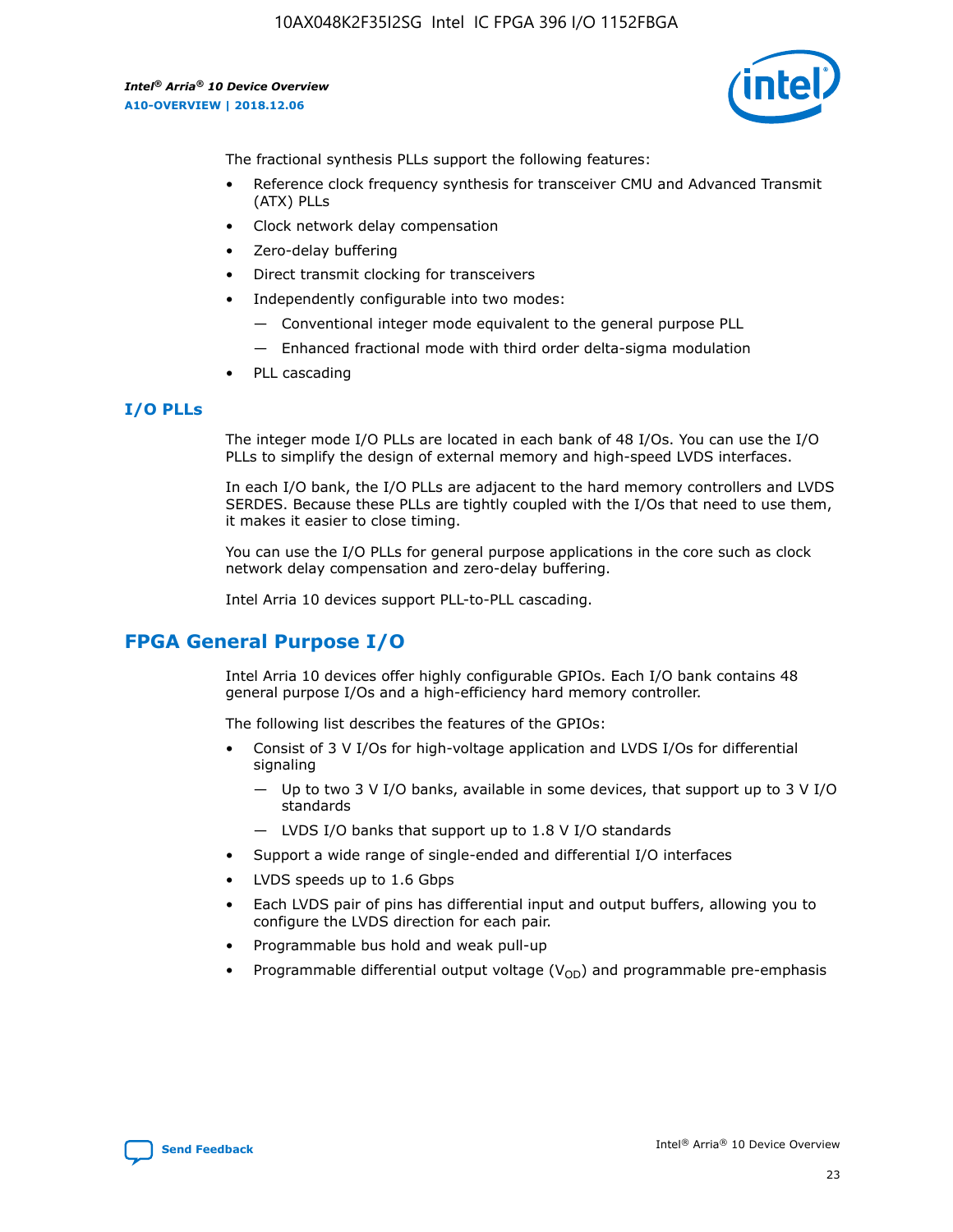The fractional synthesis PLLs support the following features:

- Reference clock frequency synthesis for transceiver CMU and Advanced Transmit (ATX) PLLs
- Clock network delay compensation
- Zero-delay buffering
- Direct transmit clocking for transceivers
- Independently configurable into two modes:
  - — Conventional integer mode equivalent to the general purpose PLL
  - — Enhanced fractional mode with third order delta-sigma modulation
- PLL cascading

### I/O PLLs

The integer mode I/O PLLs are located in each bank of 48 I/Os. You can use the I/O PLLs to simplify the design of external memory and high-speed LVDS interfaces.

In each I/O bank, the I/O PLLs are adjacent to the hard memory controllers and LVDS SERDES. Because these PLLs are tightly coupled with the I/Os that need to use them, it makes it easier to close timing.

You can use the I/O PLLs for general purpose applications in the core such as clock network delay compensation and zero-delay buffering.

Intel Arria 10 devices support PLL-to-PLL cascading.

## FPGA General Purpose I/O

Intel Arria 10 devices offer highly configurable GPIOs. Each I/O bank contains 48 general purpose I/Os and a high-efficiency hard memory controller.

The following list describes the features of the GPIOs:

- Consist of 3 V I/Os for high-voltage application and LVDS I/Os for differential signaling
  - — Up to two 3 V I/O banks, available in some devices, that support up to 3 V I/O standards
  - — LVDS I/O banks that support up to 1.8 V I/O standards
- Support a wide range of single-ended and differential I/O interfaces
- LVDS speeds up to 1.6 Gbps
- Each LVDS pair of pins has differential input and output buffers, allowing you to configure the LVDS direction for each pair.
- Programmable bus hold and weak pull-up
- Programmable differential output voltage ($V_{OD}$) and programmable pre-emphasis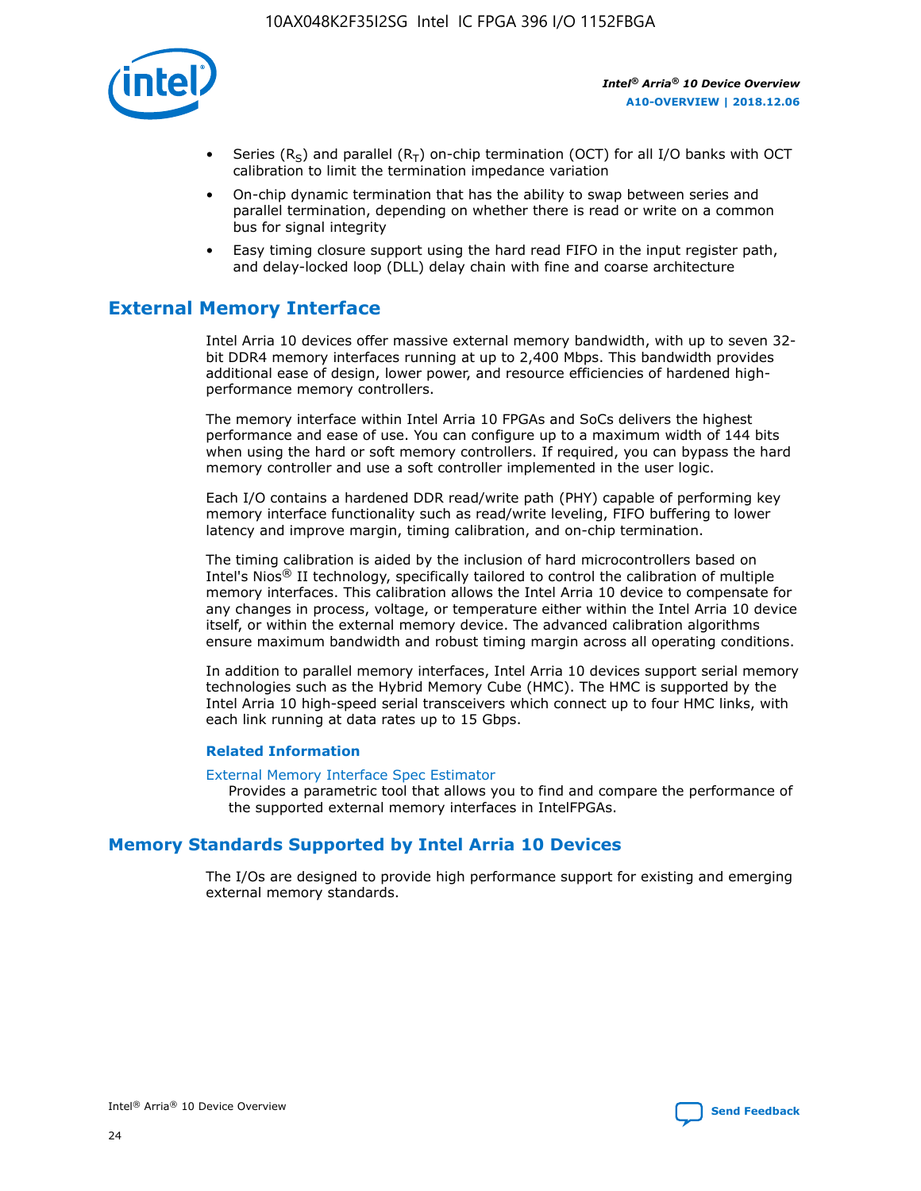- Series ($R_S$) and parallel ($R_T$) on-chip termination (OCT) for all I/O banks with OCT calibration to limit the termination impedance variation
- On-chip dynamic termination that has the ability to swap between series and parallel termination, depending on whether there is read or write on a common bus for signal integrity
- Easy timing closure support using the hard read FIFO in the input register path, and delay-locked loop (DLL) delay chain with fine and coarse architecture

## External Memory Interface

Intel Arria 10 devices offer massive external memory bandwidth, with up to seven 32-bit DDR4 memory interfaces running at up to 2,400 Mbps. This bandwidth provides additional ease of design, lower power, and resource efficiencies of hardened high-performance memory controllers.

The memory interface within Intel Arria 10 FPGAs and SoCs delivers the highest performance and ease of use. You can configure up to a maximum width of 144 bits when using the hard or soft memory controllers. If required, you can bypass the hard memory controller and use a soft controller implemented in the user logic.

Each I/O contains a hardened DDR read/write path (PHY) capable of performing key memory interface functionality such as read/write leveling, FIFO buffering to lower latency and improve margin, timing calibration, and on-chip termination.

The timing calibration is aided by the inclusion of hard microcontrollers based on Intel's Nios® II technology, specifically tailored to control the calibration of multiple memory interfaces. This calibration allows the Intel Arria 10 device to compensate for any changes in process, voltage, or temperature either within the Intel Arria 10 device itself, or within the external memory device. The advanced calibration algorithms ensure maximum bandwidth and robust timing margin across all operating conditions.

In addition to parallel memory interfaces, Intel Arria 10 devices support serial memory technologies such as the Hybrid Memory Cube (HMC). The HMC is supported by the Intel Arria 10 high-speed serial transceivers which connect up to four HMC links, with each link running at data rates up to 15 Gbps.

### Related Information

External Memory Interface Spec Estimator
Provides a parametric tool that allows you to find and compare the performance of the supported external memory interfaces in IntelFPGAs.

## Memory Standards Supported by Intel Arria 10 Devices

The I/Os are designed to provide high performance support for existing and emerging external memory standards.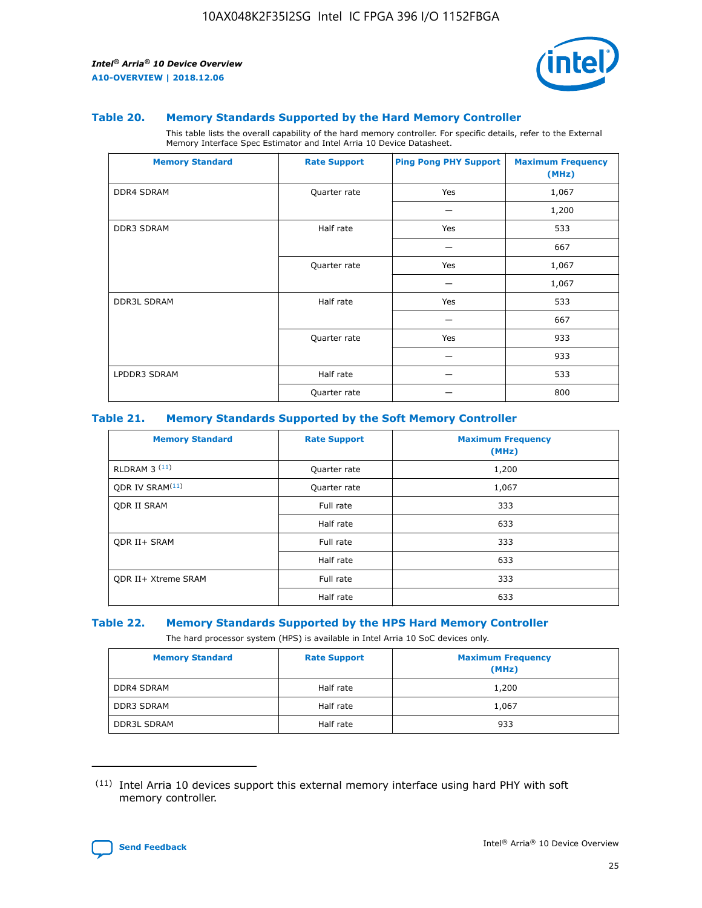### Table 20. Memory Standards Supported by the Hard Memory Controller

This table lists the overall capability of the hard memory controller. For specific details, refer to the External Memory Interface Spec Estimator and Intel Arria 10 Device Datasheet.

| Memory Standard | Rate Support | Ping Pong PHY Support | Maximum Frequency (MHz) |
|---|---|---|---|
| DDR4 SDRAM | Quarter rate | Yes | 1,067 |
| | | — | 1,200 |
| DDR3 SDRAM | Half rate | Yes | 533 |
| | | — | 667 |
| | Quarter rate | Yes | 1,067 |
| | | — | 1,067 |
| DDR3L SDRAM | Half rate | Yes | 533 |
| | | — | 667 |
| | Quarter rate | Yes | 933 |
| | | — | 933 |
| LPDDR3 SDRAM | Half rate | — | 533 |
| | Quarter rate | — | 800 |

### Table 21. Memory Standards Supported by the Soft Memory Controller

| Memory Standard | Rate Support | Maximum Frequency (MHz) |
|---|---|---|
| RLDRAM 3 [(11)] | Quarter rate | 1,200 |
| QDR IV SRAM[(11)] | Quarter rate | 1,067 |
| QDR II SRAM | Full rate | 333 |
| | Half rate | 633 |
| QDR II+ SRAM | Full rate | 333 |
| | Half rate | 633 |
| QDR II+ Xtreme SRAM | Full rate | 333 |
| | Half rate | 633 |

### Table 22. Memory Standards Supported by the HPS Hard Memory Controller

The hard processor system (HPS) is available in Intel Arria 10 SoC devices only.

| Memory Standard | Rate Support | Maximum Frequency (MHz) |
|---|---|---|
| DDR4 SDRAM | Half rate | 1,200 |
| DDR3 SDRAM | Half rate | 1,067 |
| DDR3L SDRAM | Half rate | 933 |

(11) Intel Arria 10 devices support this external memory interface using hard PHY with soft memory controller.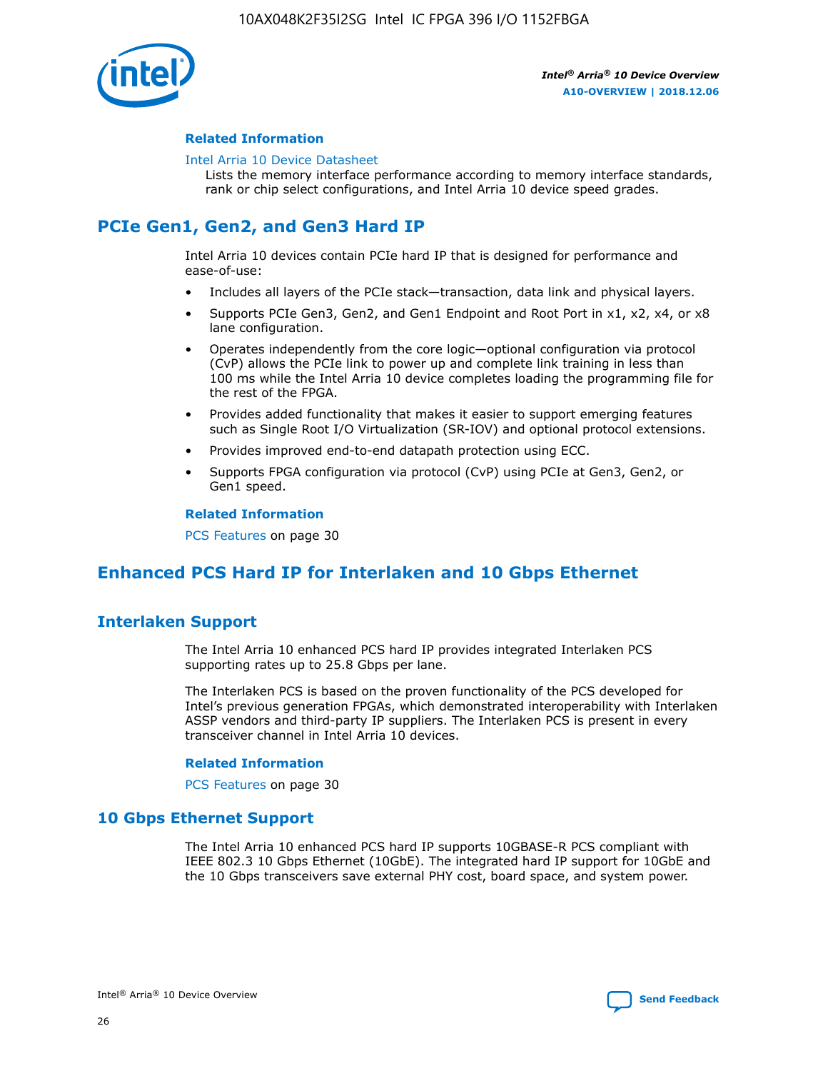#### Related Information

Intel Arria 10 Device Datasheet

Lists the memory interface performance according to memory interface standards, rank or chip select configurations, and Intel Arria 10 device speed grades.

## PCIe Gen1, Gen2, and Gen3 Hard IP

Intel Arria 10 devices contain PCIe hard IP that is designed for performance and ease-of-use:

- Includes all layers of the PCIe stack—transaction, data link and physical layers.
- Supports PCIe Gen3, Gen2, and Gen1 Endpoint and Root Port in x1, x2, x4, or x8 lane configuration.
- Operates independently from the core logic—optional configuration via protocol (CvP) allows the PCIe link to power up and complete link training in less than 100 ms while the Intel Arria 10 device completes loading the programming file for the rest of the FPGA.
- Provides added functionality that makes it easier to support emerging features such as Single Root I/O Virtualization (SR-IOV) and optional protocol extensions.
- Provides improved end-to-end datapath protection using ECC.
- Supports FPGA configuration via protocol (CvP) using PCIe at Gen3, Gen2, or Gen1 speed.

#### Related Information

PCS Features on page 30

## Enhanced PCS Hard IP for Interlaken and 10 Gbps Ethernet

### Interlaken Support

The Intel Arria 10 enhanced PCS hard IP provides integrated Interlaken PCS supporting rates up to 25.8 Gbps per lane.

The Interlaken PCS is based on the proven functionality of the PCS developed for Intel's previous generation FPGAs, which demonstrated interoperability with Interlaken ASSP vendors and third-party IP suppliers. The Interlaken PCS is present in every transceiver channel in Intel Arria 10 devices.

#### Related Information

PCS Features on page 30

### 10 Gbps Ethernet Support

The Intel Arria 10 enhanced PCS hard IP supports 10GBASE-R PCS compliant with IEEE 802.3 10 Gbps Ethernet (10GbE). The integrated hard IP support for 10GbE and the 10 Gbps transceivers save external PHY cost, board space, and system power.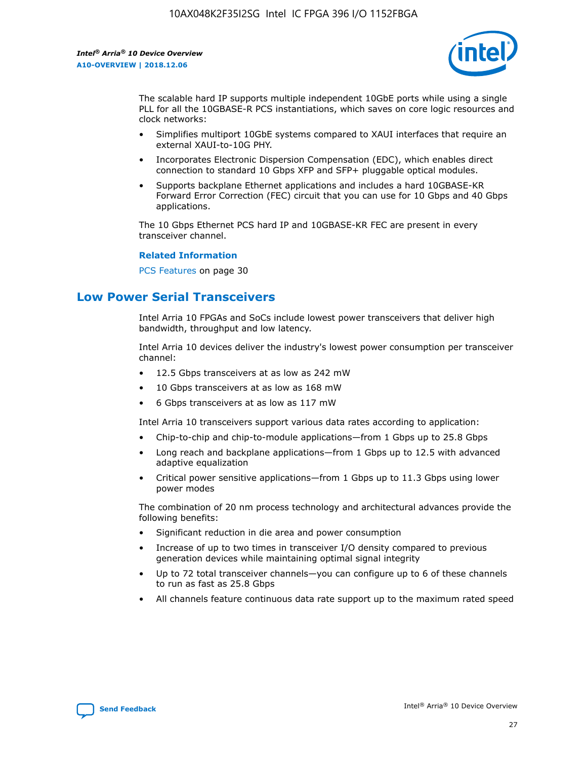The scalable hard IP supports multiple independent 10GbE ports while using a single PLL for all the 10GBASE-R PCS instantiations, which saves on core logic resources and clock networks:

- Simplifies multiport 10GbE systems compared to XAUI interfaces that require an external XAUI-to-10G PHY.
- Incorporates Electronic Dispersion Compensation (EDC), which enables direct connection to standard 10 Gbps XFP and SFP+ pluggable optical modules.
- Supports backplane Ethernet applications and includes a hard 10GBASE-KR Forward Error Correction (FEC) circuit that you can use for 10 Gbps and 40 Gbps applications.

The 10 Gbps Ethernet PCS hard IP and 10GBASE-KR FEC are present in every transceiver channel.

**Related Information**

PCS Features on page 30

## Low Power Serial Transceivers

Intel Arria 10 FPGAs and SoCs include lowest power transceivers that deliver high bandwidth, throughput and low latency.

Intel Arria 10 devices deliver the industry's lowest power consumption per transceiver channel:

- 12.5 Gbps transceivers at as low as 242 mW
- 10 Gbps transceivers at as low as 168 mW
- 6 Gbps transceivers at as low as 117 mW

Intel Arria 10 transceivers support various data rates according to application:

- Chip-to-chip and chip-to-module applications—from 1 Gbps up to 25.8 Gbps
- Long reach and backplane applications—from 1 Gbps up to 12.5 with advanced adaptive equalization
- Critical power sensitive applications—from 1 Gbps up to 11.3 Gbps using lower power modes

The combination of 20 nm process technology and architectural advances provide the following benefits:

- Significant reduction in die area and power consumption
- Increase of up to two times in transceiver I/O density compared to previous generation devices while maintaining optimal signal integrity
- Up to 72 total transceiver channels—you can configure up to 6 of these channels to run as fast as 25.8 Gbps
- All channels feature continuous data rate support up to the maximum rated speed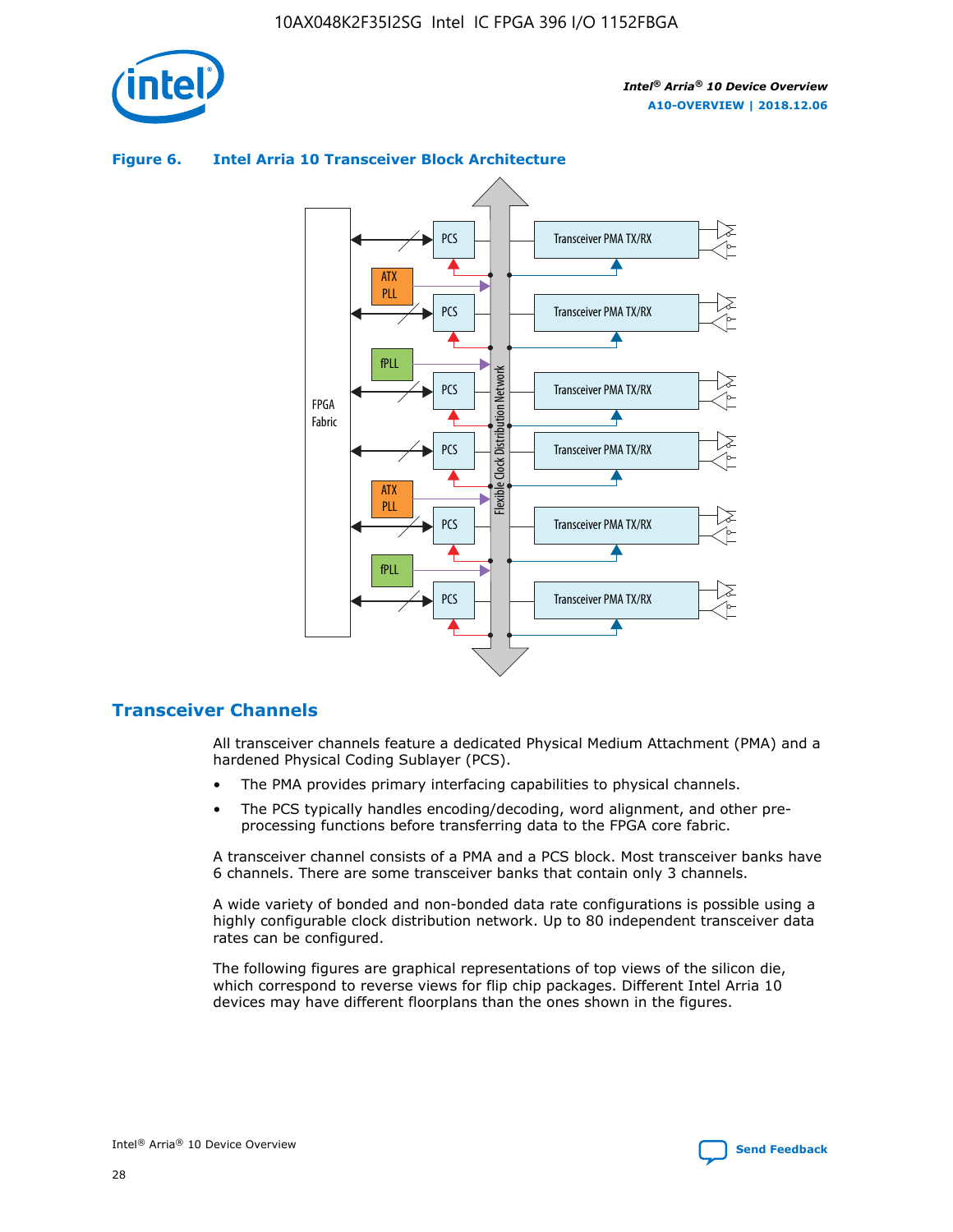**Figure 6. Intel Arria 10 Transceiver Block Architecture**

## Transceiver Channels

All transceiver channels feature a dedicated Physical Medium Attachment (PMA) and a hardened Physical Coding Sublayer (PCS).

- The PMA provides primary interfacing capabilities to physical channels.
- The PCS typically handles encoding/decoding, word alignment, and other pre-processing functions before transferring data to the FPGA core fabric.

A transceiver channel consists of a PMA and a PCS block. Most transceiver banks have 6 channels. There are some transceiver banks that contain only 3 channels.

A wide variety of bonded and non-bonded data rate configurations is possible using a highly configurable clock distribution network. Up to 80 independent transceiver data rates can be configured.

The following figures are graphical representations of top views of the silicon die, which correspond to reverse views for flip chip packages. Different Intel Arria 10 devices may have different floorplans than the ones shown in the figures.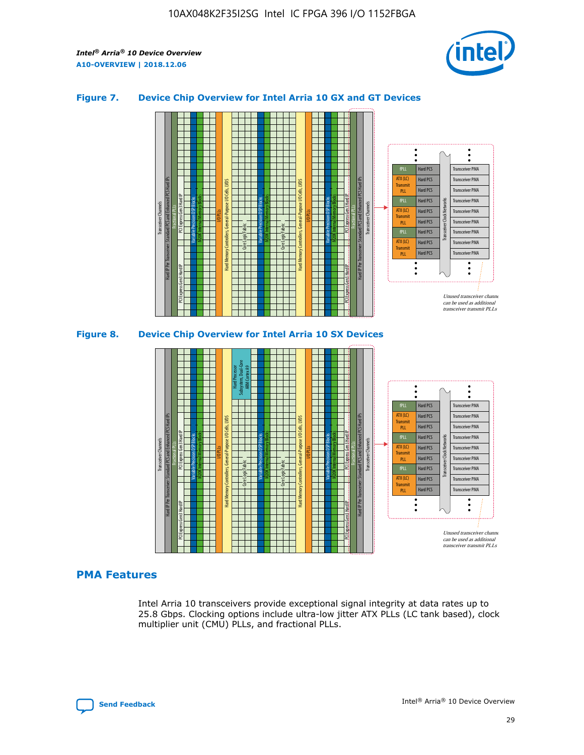### Figure 7. Device Chip Overview for Intel Arria 10 GX and GT Devices

### Figure 8. Device Chip Overview for Intel Arria 10 SX Devices

## PMA Features

Intel Arria 10 transceivers provide exceptional signal integrity at data rates up to 25.8 Gbps. Clocking options include ultra-low jitter ATX PLLs (LC tank based), clock multiplier unit (CMU) PLLs, and fractional PLLs.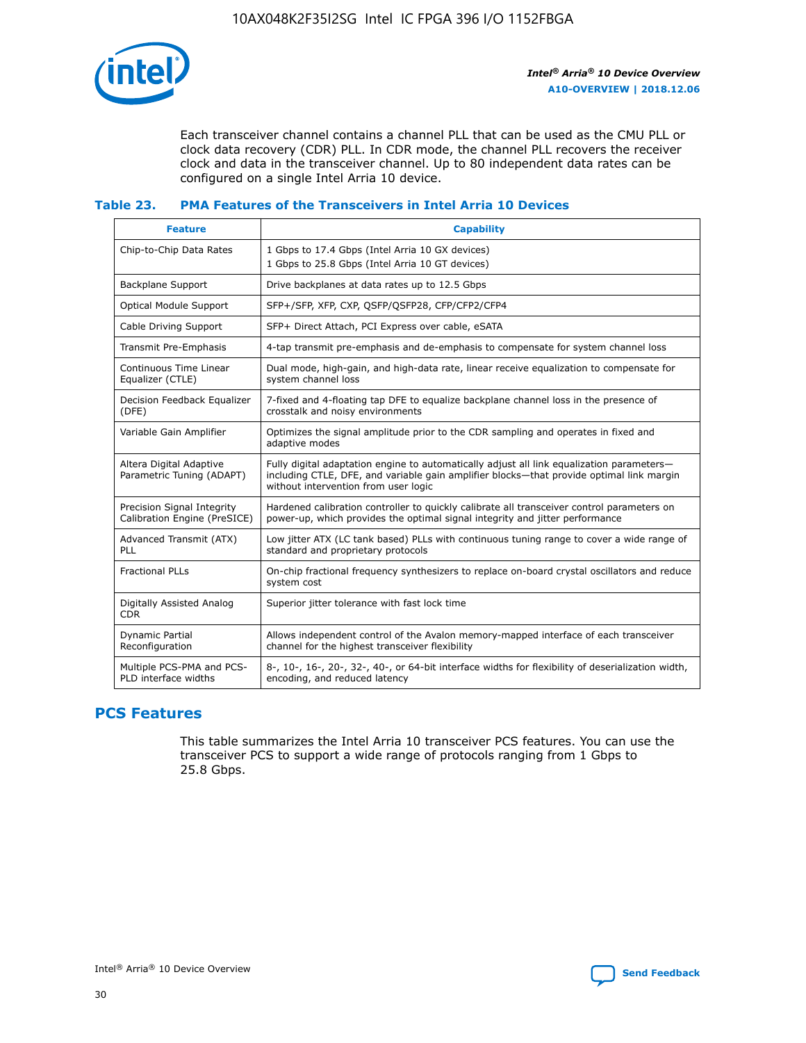Each transceiver channel contains a channel PLL that can be used as the CMU PLL or clock data recovery (CDR) PLL. In CDR mode, the channel PLL recovers the receiver clock and data in the transceiver channel. Up to 80 independent data rates can be configured on a single Intel Arria 10 device.

### Table 23. PMA Features of the Transceivers in Intel Arria 10 Devices

| Feature | Capability |
|---|---|
| Chip-to-Chip Data Rates | 1 Gbps to 17.4 Gbps (Intel Arria 10 GX devices)<br>1 Gbps to 25.8 Gbps (Intel Arria 10 GT devices) |
| Backplane Support | Drive backplanes at data rates up to 12.5 Gbps |
| Optical Module Support | SFP+/SFP, XFP, CXP, QSFP/QSFP28, CFP/CFP2/CFP4 |
| Cable Driving Support | SFP+ Direct Attach, PCI Express over cable, eSATA |
| Transmit Pre-Emphasis | 4-tap transmit pre-emphasis and de-emphasis to compensate for system channel loss |
| Continuous Time Linear Equalizer (CTLE) | Dual mode, high-gain, and high-data rate, linear receive equalization to compensate for system channel loss |
| Decision Feedback Equalizer (DFE) | 7-fixed and 4-floating tap DFE to equalize backplane channel loss in the presence of crosstalk and noisy environments |
| Variable Gain Amplifier | Optimizes the signal amplitude prior to the CDR sampling and operates in fixed and adaptive modes |
| Altera Digital Adaptive Parametric Tuning (ADAPT) | Fully digital adaptation engine to automatically adjust all link equalization parameters—including CTLE, DFE, and variable gain amplifier blocks—that provide optimal link margin without intervention from user logic |
| Precision Signal Integrity Calibration Engine (PreSICE) | Hardened calibration controller to quickly calibrate all transceiver control parameters on power-up, which provides the optimal signal integrity and jitter performance |
| Advanced Transmit (ATX) PLL | Low jitter ATX (LC tank based) PLLs with continuous tuning range to cover a wide range of standard and proprietary protocols |
| Fractional PLLs | On-chip fractional frequency synthesizers to replace on-board crystal oscillators and reduce system cost |
| Digitally Assisted Analog CDR | Superior jitter tolerance with fast lock time |
| Dynamic Partial Reconfiguration | Allows independent control of the Avalon memory-mapped interface of each transceiver channel for the highest transceiver flexibility |
| Multiple PCS-PMA and PCS-PLD interface widths | 8-, 10-, 16-, 20-, 32-, 40-, or 64-bit interface widths for flexibility of deserialization width, encoding, and reduced latency |

## PCS Features

This table summarizes the Intel Arria 10 transceiver PCS features. You can use the transceiver PCS to support a wide range of protocols ranging from 1 Gbps to 25.8 Gbps.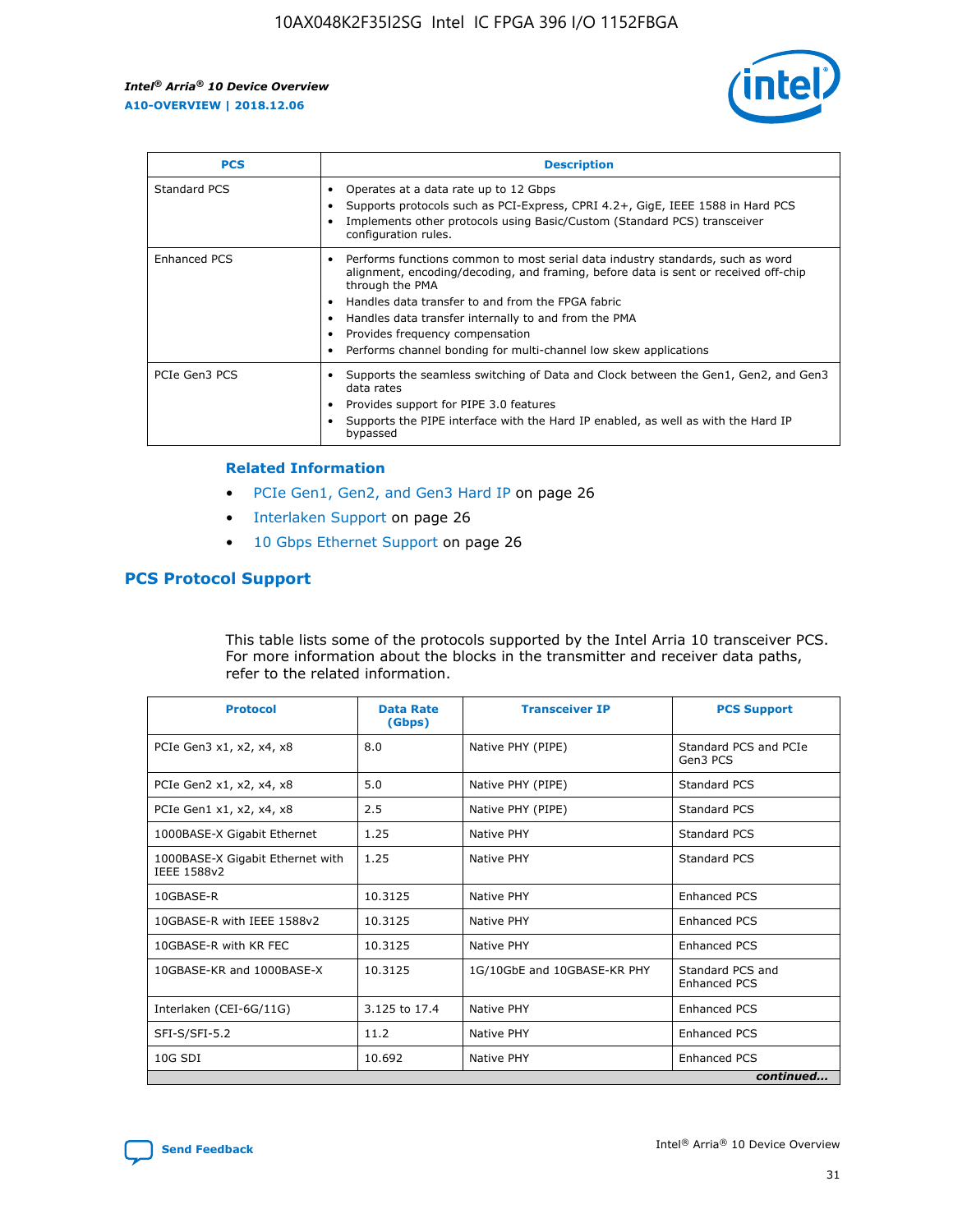| PCS | Description |
| --- | --- |
| Standard PCS | • Operates at a data rate up to 12 Gbps<br>• Supports protocols such as PCI-Express, CPRI 4.2+, GigE, IEEE 1588 in Hard PCS<br>• Implements other protocols using Basic/Custom (Standard PCS) transceiver configuration rules. |
| Enhanced PCS | • Performs functions common to most serial data industry standards, such as word alignment, encoding/decoding, and framing, before data is sent or received off-chip through the PMA<br>• Handles data transfer to and from the FPGA fabric<br>• Handles data transfer internally to and from the PMA<br>• Provides frequency compensation<br>• Performs channel bonding for multi-channel low skew applications |
| PCIe Gen3 PCS | • Supports the seamless switching of Data and Clock between the Gen1, Gen2, and Gen3 data rates<br>• Provides support for PIPE 3.0 features<br>• Supports the PIPE interface with the Hard IP enabled, as well as with the Hard IP bypassed |

**Related Information**

- PCIe Gen1, Gen2, and Gen3 Hard IP on page 26
- Interlaken Support on page 26
- 10 Gbps Ethernet Support on page 26

## PCS Protocol Support

This table lists some of the protocols supported by the Intel Arria 10 transceiver PCS. For more information about the blocks in the transmitter and receiver data paths, refer to the related information.

| Protocol | Data Rate (Gbps) | Transceiver IP | PCS Support |
| --- | --- | --- | --- |
| PCIe Gen3 x1, x2, x4, x8 | 8.0 | Native PHY (PIPE) | Standard PCS and PCIe Gen3 PCS |
| PCIe Gen2 x1, x2, x4, x8 | 5.0 | Native PHY (PIPE) | Standard PCS |
| PCIe Gen1 x1, x2, x4, x8 | 2.5 | Native PHY (PIPE) | Standard PCS |
| 1000BASE-X Gigabit Ethernet | 1.25 | Native PHY | Standard PCS |
| 1000BASE-X Gigabit Ethernet with IEEE 1588v2 | 1.25 | Native PHY | Standard PCS |
| 10GBASE-R | 10.3125 | Native PHY | Enhanced PCS |
| 10GBASE-R with IEEE 1588v2 | 10.3125 | Native PHY | Enhanced PCS |
| 10GBASE-R with KR FEC | 10.3125 | Native PHY | Enhanced PCS |
| 10GBASE-KR and 1000BASE-X | 10.3125 | 1G/10GbE and 10GBASE-KR PHY | Standard PCS and Enhanced PCS |
| Interlaken (CEI-6G/11G) | 3.125 to 17.4 | Native PHY | Enhanced PCS |
| SFI-S/SFI-5.2 | 11.2 | Native PHY | Enhanced PCS |
| 10G SDI | 10.692 | Native PHY | Enhanced PCS |

*continued...*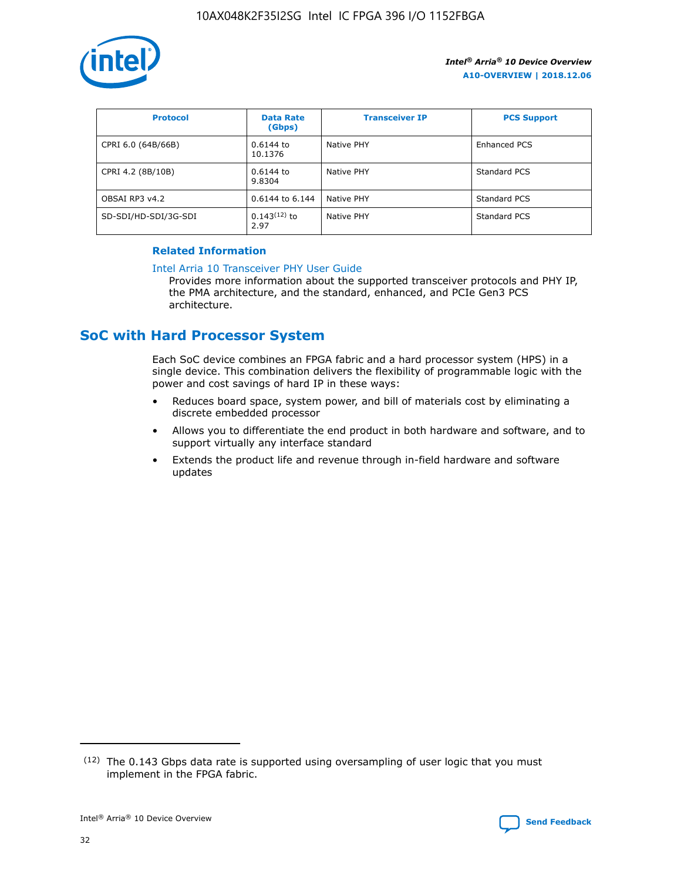| Protocol | Data Rate (Gbps) | Transceiver IP | PCS Support |
| --- | --- | --- | --- |
| CPRI 6.0 (64B/66B) | 0.6144 to 10.1376 | Native PHY | Enhanced PCS |
| CPRI 4.2 (8B/10B) | 0.6144 to 9.8304 | Native PHY | Standard PCS |
| OBSAI RP3 v4.2 | 0.6144 to 6.144 | Native PHY | Standard PCS |
| SD-SDI/HD-SDI/3G-SDI | 0.143(12) to 2.97 | Native PHY | Standard PCS |

**Related Information**

Intel Arria 10 Transceiver PHY User Guide

Provides more information about the supported transceiver protocols and PHY IP, the PMA architecture, and the standard, enhanced, and PCIe Gen3 PCS architecture.

## SoC with Hard Processor System

Each SoC device combines an FPGA fabric and a hard processor system (HPS) in a single device. This combination delivers the flexibility of programmable logic with the power and cost savings of hard IP in these ways:

- Reduces board space, system power, and bill of materials cost by eliminating a discrete embedded processor
- Allows you to differentiate the end product in both hardware and software, and to support virtually any interface standard
- Extends the product life and revenue through in-field hardware and software updates

(12) The 0.143 Gbps data rate is supported using oversampling of user logic that you must implement in the FPGA fabric.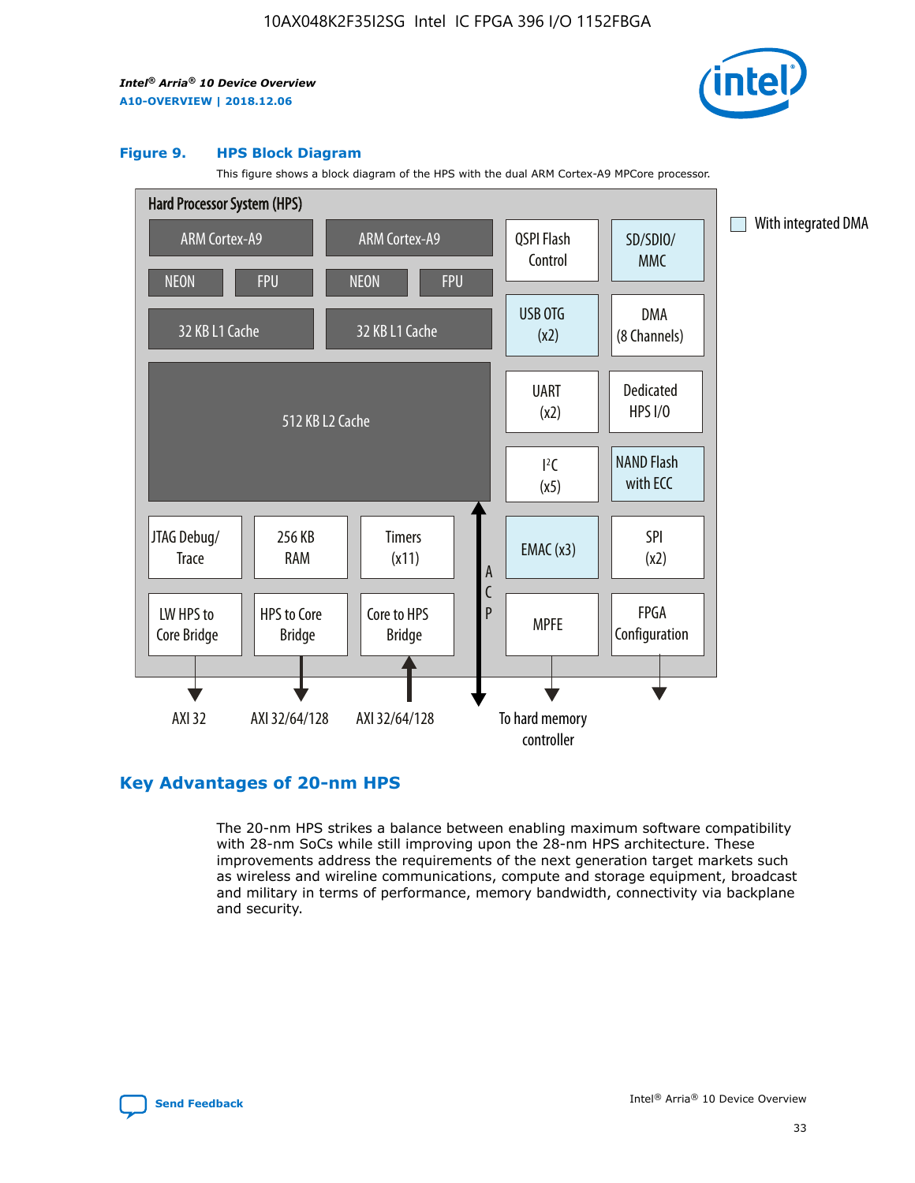### Figure 9. HPS Block Diagram

This figure shows a block diagram of the HPS with the dual ARM Cortex-A9 MPCore processor.

Hard Processor System (HPS)

ARM Cortex-A9 | ARM Cortex-A9
NEON | FPU | NEON | FPU
32 KB L1 Cache | 32 KB L1 Cache
512 KB L2 Cache
JTAG Debug/Trace | 256 KB RAM | Timers (x11)
LW HPS to Core Bridge | HPS to Core Bridge | Core to HPS Bridge
QSPI Flash Control | SD/SDIO/MMC
USB OTG (x2) | DMA (8 Channels)
UART (x2) | Dedicated HPS I/O
I²C (x5) | NAND Flash with ECC
EMAC (x3) | SPI (x2)
MPFE | FPGA Configuration
ACP

AXI 32 | AXI 32/64/128 | AXI 32/64/128 | To hard memory controller

With integrated DMA

## Key Advantages of 20-nm HPS

The 20-nm HPS strikes a balance between enabling maximum software compatibility with 28-nm SoCs while still improving upon the 28-nm HPS architecture. These improvements address the requirements of the next generation target markets such as wireless and wireline communications, compute and storage equipment, broadcast and military in terms of performance, memory bandwidth, connectivity via backplane and security.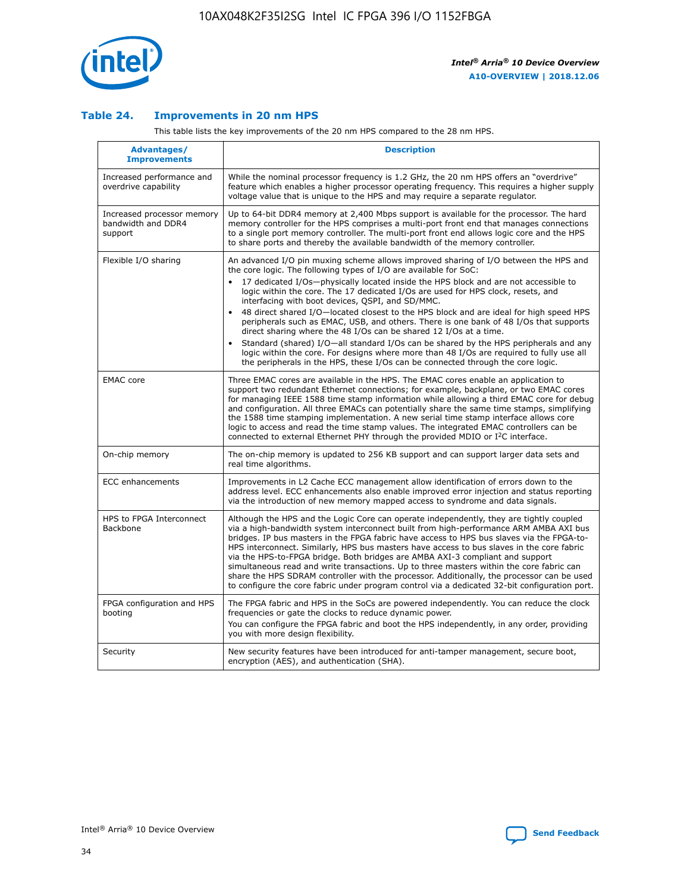## Table 24. Improvements in 20 nm HPS

This table lists the key improvements of the 20 nm HPS compared to the 28 nm HPS.

| Advantages/ Improvements | Description |
| --- | --- |
| Increased performance and overdrive capability | While the nominal processor frequency is 1.2 GHz, the 20 nm HPS offers an "overdrive" feature which enables a higher processor operating frequency. This requires a higher supply voltage value that is unique to the HPS and may require a separate regulator. |
| Increased processor memory bandwidth and DDR4 support | Up to 64-bit DDR4 memory at 2,400 Mbps support is available for the processor. The hard memory controller for the HPS comprises a multi-port front end that manages connections to a single port memory controller. The multi-port front end allows logic core and the HPS to share ports and thereby the available bandwidth of the memory controller. |
| Flexible I/O sharing | An advanced I/O pin muxing scheme allows improved sharing of I/O between the HPS and the core logic. The following types of I/O are available for SoC:<br>• 17 dedicated I/Os—physically located inside the HPS block and are not accessible to logic within the core. The 17 dedicated I/Os are used for HPS clock, resets, and interfacing with boot devices, QSPI, and SD/MMC.<br>• 48 direct shared I/O—located closest to the HPS block and are ideal for high speed HPS peripherals such as EMAC, USB, and others. There is one bank of 48 I/Os that supports direct sharing where the 48 I/Os can be shared 12 I/Os at a time.<br>• Standard (shared) I/O—all standard I/Os can be shared by the HPS peripherals and any logic within the core. For designs where more than 48 I/Os are required to fully use all the peripherals in the HPS, these I/Os can be connected through the core logic. |
| EMAC core | Three EMAC cores are available in the HPS. The EMAC cores enable an application to support two redundant Ethernet connections; for example, backplane, or two EMAC cores for managing IEEE 1588 time stamp information while allowing a third EMAC core for debug and configuration. All three EMACs can potentially share the same time stamps, simplifying the 1588 time stamping implementation. A new serial time stamp interface allows core logic to access and read the time stamp values. The integrated EMAC controllers can be connected to external Ethernet PHY through the provided MDIO or I²C interface. |
| On-chip memory | The on-chip memory is updated to 256 KB support and can support larger data sets and real time algorithms. |
| ECC enhancements | Improvements in L2 Cache ECC management allow identification of errors down to the address level. ECC enhancements also enable improved error injection and status reporting via the introduction of new memory mapped access to syndrome and data signals. |
| HPS to FPGA Interconnect Backbone | Although the HPS and the Logic Core can operate independently, they are tightly coupled via a high-bandwidth system interconnect built from high-performance ARM AMBA AXI bus bridges. IP bus masters in the FPGA fabric have access to HPS bus slaves via the FPGA-to-HPS interconnect. Similarly, HPS bus masters have access to bus slaves in the core fabric via the HPS-to-FPGA bridge. Both bridges are AMBA AXI-3 compliant and support simultaneous read and write transactions. Up to three masters within the core fabric can share the HPS SDRAM controller with the processor. Additionally, the processor can be used to configure the core fabric under program control via a dedicated 32-bit configuration port. |
| FPGA configuration and HPS booting | The FPGA fabric and HPS in the SoCs are powered independently. You can reduce the clock frequencies or gate the clocks to reduce dynamic power.<br>You can configure the FPGA fabric and boot the HPS independently, in any order, providing you with more design flexibility. |
| Security | New security features have been introduced for anti-tamper management, secure boot, encryption (AES), and authentication (SHA). |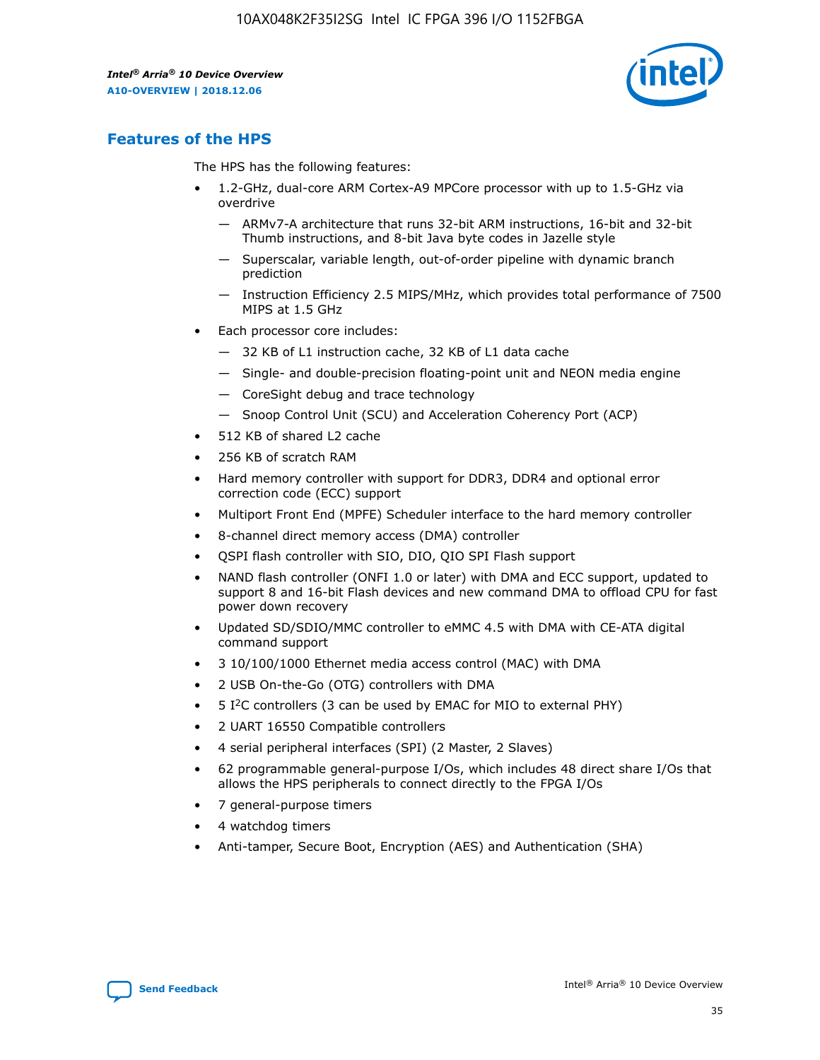## Features of the HPS

The HPS has the following features:

- 1.2-GHz, dual-core ARM Cortex-A9 MPCore processor with up to 1.5-GHz via overdrive
  - — ARMv7-A architecture that runs 32-bit ARM instructions, 16-bit and 32-bit Thumb instructions, and 8-bit Java byte codes in Jazelle style
  - — Superscalar, variable length, out-of-order pipeline with dynamic branch prediction
  - — Instruction Efficiency 2.5 MIPS/MHz, which provides total performance of 7500 MIPS at 1.5 GHz
- Each processor core includes:
  - — 32 KB of L1 instruction cache, 32 KB of L1 data cache
  - — Single- and double-precision floating-point unit and NEON media engine
  - — CoreSight debug and trace technology
  - — Snoop Control Unit (SCU) and Acceleration Coherency Port (ACP)
- 512 KB of shared L2 cache
- 256 KB of scratch RAM
- Hard memory controller with support for DDR3, DDR4 and optional error correction code (ECC) support
- Multiport Front End (MPFE) Scheduler interface to the hard memory controller
- 8-channel direct memory access (DMA) controller
- QSPI flash controller with SIO, DIO, QIO SPI Flash support
- NAND flash controller (ONFI 1.0 or later) with DMA and ECC support, updated to support 8 and 16-bit Flash devices and new command DMA to offload CPU for fast power down recovery
- Updated SD/SDIO/MMC controller to eMMC 4.5 with DMA with CE-ATA digital command support
- 3 10/100/1000 Ethernet media access control (MAC) with DMA
- 2 USB On-the-Go (OTG) controllers with DMA
- 5 I$^2$C controllers (3 can be used by EMAC for MIO to external PHY)
- 2 UART 16550 Compatible controllers
- 4 serial peripheral interfaces (SPI) (2 Master, 2 Slaves)
- 62 programmable general-purpose I/Os, which includes 48 direct share I/Os that allows the HPS peripherals to connect directly to the FPGA I/Os
- 7 general-purpose timers
- 4 watchdog timers
- Anti-tamper, Secure Boot, Encryption (AES) and Authentication (SHA)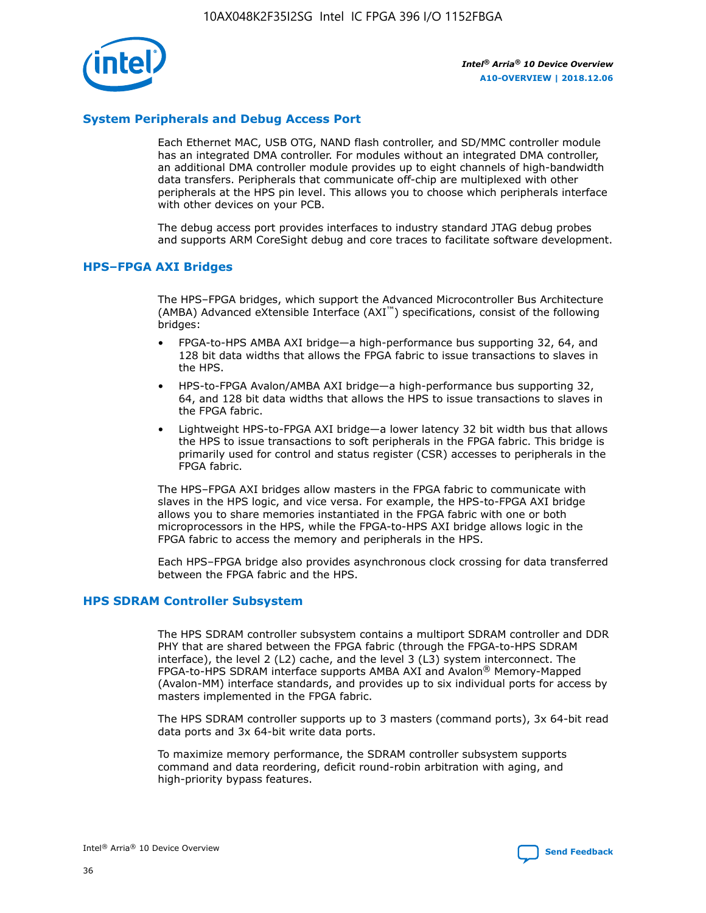## System Peripherals and Debug Access Port

Each Ethernet MAC, USB OTG, NAND flash controller, and SD/MMC controller module has an integrated DMA controller. For modules without an integrated DMA controller, an additional DMA controller module provides up to eight channels of high-bandwidth data transfers. Peripherals that communicate off-chip are multiplexed with other peripherals at the HPS pin level. This allows you to choose which peripherals interface with other devices on your PCB.

The debug access port provides interfaces to industry standard JTAG debug probes and supports ARM CoreSight debug and core traces to facilitate software development.

## HPS–FPGA AXI Bridges

The HPS–FPGA bridges, which support the Advanced Microcontroller Bus Architecture (AMBA) Advanced eXtensible Interface (AXI™) specifications, consist of the following bridges:

- FPGA-to-HPS AMBA AXI bridge—a high-performance bus supporting 32, 64, and 128 bit data widths that allows the FPGA fabric to issue transactions to slaves in the HPS.
- HPS-to-FPGA Avalon/AMBA AXI bridge—a high-performance bus supporting 32, 64, and 128 bit data widths that allows the HPS to issue transactions to slaves in the FPGA fabric.
- Lightweight HPS-to-FPGA AXI bridge—a lower latency 32 bit width bus that allows the HPS to issue transactions to soft peripherals in the FPGA fabric. This bridge is primarily used for control and status register (CSR) accesses to peripherals in the FPGA fabric.

The HPS–FPGA AXI bridges allow masters in the FPGA fabric to communicate with slaves in the HPS logic, and vice versa. For example, the HPS-to-FPGA AXI bridge allows you to share memories instantiated in the FPGA fabric with one or both microprocessors in the HPS, while the FPGA-to-HPS AXI bridge allows logic in the FPGA fabric to access the memory and peripherals in the HPS.

Each HPS–FPGA bridge also provides asynchronous clock crossing for data transferred between the FPGA fabric and the HPS.

## HPS SDRAM Controller Subsystem

The HPS SDRAM controller subsystem contains a multiport SDRAM controller and DDR PHY that are shared between the FPGA fabric (through the FPGA-to-HPS SDRAM interface), the level 2 (L2) cache, and the level 3 (L3) system interconnect. The FPGA-to-HPS SDRAM interface supports AMBA AXI and Avalon® Memory-Mapped (Avalon-MM) interface standards, and provides up to six individual ports for access by masters implemented in the FPGA fabric.

The HPS SDRAM controller supports up to 3 masters (command ports), 3x 64-bit read data ports and 3x 64-bit write data ports.

To maximize memory performance, the SDRAM controller subsystem supports command and data reordering, deficit round-robin arbitration with aging, and high-priority bypass features.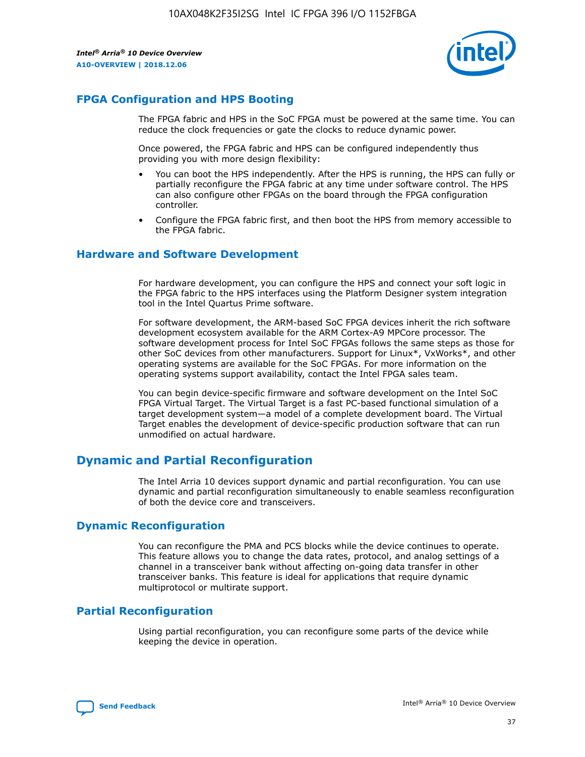## FPGA Configuration and HPS Booting

The FPGA fabric and HPS in the SoC FPGA must be powered at the same time. You can reduce the clock frequencies or gate the clocks to reduce dynamic power.

Once powered, the FPGA fabric and HPS can be configured independently thus providing you with more design flexibility:

- You can boot the HPS independently. After the HPS is running, the HPS can fully or partially reconfigure the FPGA fabric at any time under software control. The HPS can also configure other FPGAs on the board through the FPGA configuration controller.
- Configure the FPGA fabric first, and then boot the HPS from memory accessible to the FPGA fabric.

## Hardware and Software Development

For hardware development, you can configure the HPS and connect your soft logic in the FPGA fabric to the HPS interfaces using the Platform Designer system integration tool in the Intel Quartus Prime software.

For software development, the ARM-based SoC FPGA devices inherit the rich software development ecosystem available for the ARM Cortex-A9 MPCore processor. The software development process for Intel SoC FPGAs follows the same steps as those for other SoC devices from other manufacturers. Support for Linux*, VxWorks*, and other operating systems are available for the SoC FPGAs. For more information on the operating systems support availability, contact the Intel FPGA sales team.

You can begin device-specific firmware and software development on the Intel SoC FPGA Virtual Target. The Virtual Target is a fast PC-based functional simulation of a target development system—a model of a complete development board. The Virtual Target enables the development of device-specific production software that can run unmodified on actual hardware.

# Dynamic and Partial Reconfiguration

The Intel Arria 10 devices support dynamic and partial reconfiguration. You can use dynamic and partial reconfiguration simultaneously to enable seamless reconfiguration of both the device core and transceivers.

## Dynamic Reconfiguration

You can reconfigure the PMA and PCS blocks while the device continues to operate. This feature allows you to change the data rates, protocol, and analog settings of a channel in a transceiver bank without affecting on-going data transfer in other transceiver banks. This feature is ideal for applications that require dynamic multiprotocol or multirate support.

## Partial Reconfiguration

Using partial reconfiguration, you can reconfigure some parts of the device while keeping the device in operation.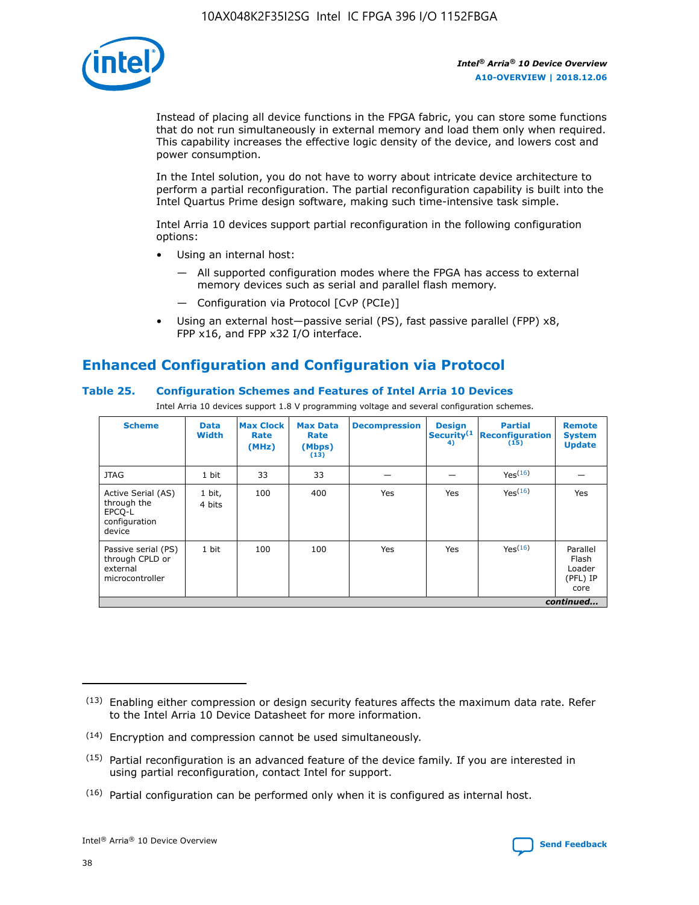Instead of placing all device functions in the FPGA fabric, you can store some functions that do not run simultaneously in external memory and load them only when required. This capability increases the effective logic density of the device, and lowers cost and power consumption.

In the Intel solution, you do not have to worry about intricate device architecture to perform a partial reconfiguration. The partial reconfiguration capability is built into the Intel Quartus Prime design software, making such time-intensive task simple.

Intel Arria 10 devices support partial reconfiguration in the following configuration options:

- Using an internal host:
  — All supported configuration modes where the FPGA has access to external memory devices such as serial and parallel flash memory.
  — Configuration via Protocol [CvP (PCIe)]
- Using an external host—passive serial (PS), fast passive parallel (FPP) x8, FPP x16, and FPP x32 I/O interface.

## Enhanced Configuration and Configuration via Protocol

**Table 25. Configuration Schemes and Features of Intel Arria 10 Devices**

Intel Arria 10 devices support 1.8 V programming voltage and several configuration schemes.

| Scheme | Data Width | Max Clock Rate (MHz) | Max Data Rate (Mbps) (13) | Decompression | Design Security (14) | Partial Reconfiguration (15) | Remote System Update |
|---|---|---|---|---|---|---|---|
| JTAG | 1 bit | 33 | 33 | — | — | Yes(16) | — |
| Active Serial (AS) through the EPCQ-L configuration device | 1 bit, 4 bits | 100 | 400 | Yes | Yes | Yes(16) | Yes |
| Passive serial (PS) through CPLD or external microcontroller | 1 bit | 100 | 100 | Yes | Yes | Yes(16) | Parallel Flash Loader (PFL) IP core |

*continued...*

(13) Enabling either compression or design security features affects the maximum data rate. Refer to the Intel Arria 10 Device Datasheet for more information.

(14) Encryption and compression cannot be used simultaneously.

(15) Partial reconfiguration is an advanced feature of the device family. If you are interested in using partial reconfiguration, contact Intel for support.

(16) Partial configuration can be performed only when it is configured as internal host.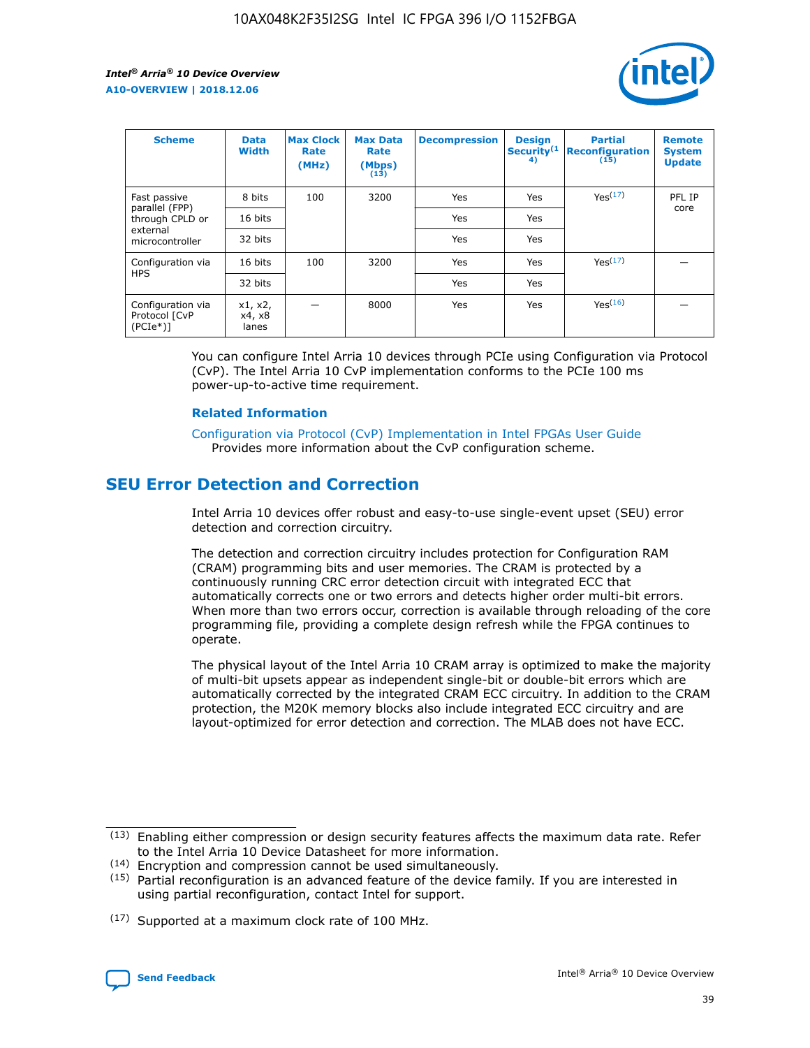| Scheme | Data Width | Max Clock Rate (MHz) | Max Data Rate (Mbps) (13) | Decompression | Design Security (14) | Partial Reconfiguration (15) | Remote System Update |
| --- | --- | --- | --- | --- | --- | --- | --- |
| Fast passive parallel (FPP) through CPLD or external microcontroller | 8 bits | 100 | 3200 | Yes | Yes | Yes (17) | PFL IP core |
| | 16 bits | | | Yes | Yes | | |
| | 32 bits | | | Yes | Yes | | |
| Configuration via HPS | 16 bits | 100 | 3200 | Yes | Yes | Yes (17) | — |
| | 32 bits | | | Yes | Yes | | |
| Configuration via Protocol [CvP (PCIe*)] | x1, x2, x4, x8 lanes | — | 8000 | Yes | Yes | Yes (16) | — |

You can configure Intel Arria 10 devices through PCIe using Configuration via Protocol (CvP). The Intel Arria 10 CvP implementation conforms to the PCIe 100 ms power-up-to-active time requirement.

### Related Information

Configuration via Protocol (CvP) Implementation in Intel FPGAs User Guide
Provides more information about the CvP configuration scheme.

## SEU Error Detection and Correction

Intel Arria 10 devices offer robust and easy-to-use single-event upset (SEU) error detection and correction circuitry.

The detection and correction circuitry includes protection for Configuration RAM (CRAM) programming bits and user memories. The CRAM is protected by a continuously running CRC error detection circuit with integrated ECC that automatically corrects one or two errors and detects higher order multi-bit errors. When more than two errors occur, correction is available through reloading of the core programming file, providing a complete design refresh while the FPGA continues to operate.

The physical layout of the Intel Arria 10 CRAM array is optimized to make the majority of multi-bit upsets appear as independent single-bit or double-bit errors which are automatically corrected by the integrated CRAM ECC circuitry. In addition to the CRAM protection, the M20K memory blocks also include integrated ECC circuitry and are layout-optimized for error detection and correction. The MLAB does not have ECC.

(13) Enabling either compression or design security features affects the maximum data rate. Refer to the Intel Arria 10 Device Datasheet for more information.

(14) Encryption and compression cannot be used simultaneously.

(15) Partial reconfiguration is an advanced feature of the device family. If you are interested in using partial reconfiguration, contact Intel for support.

(17) Supported at a maximum clock rate of 100 MHz.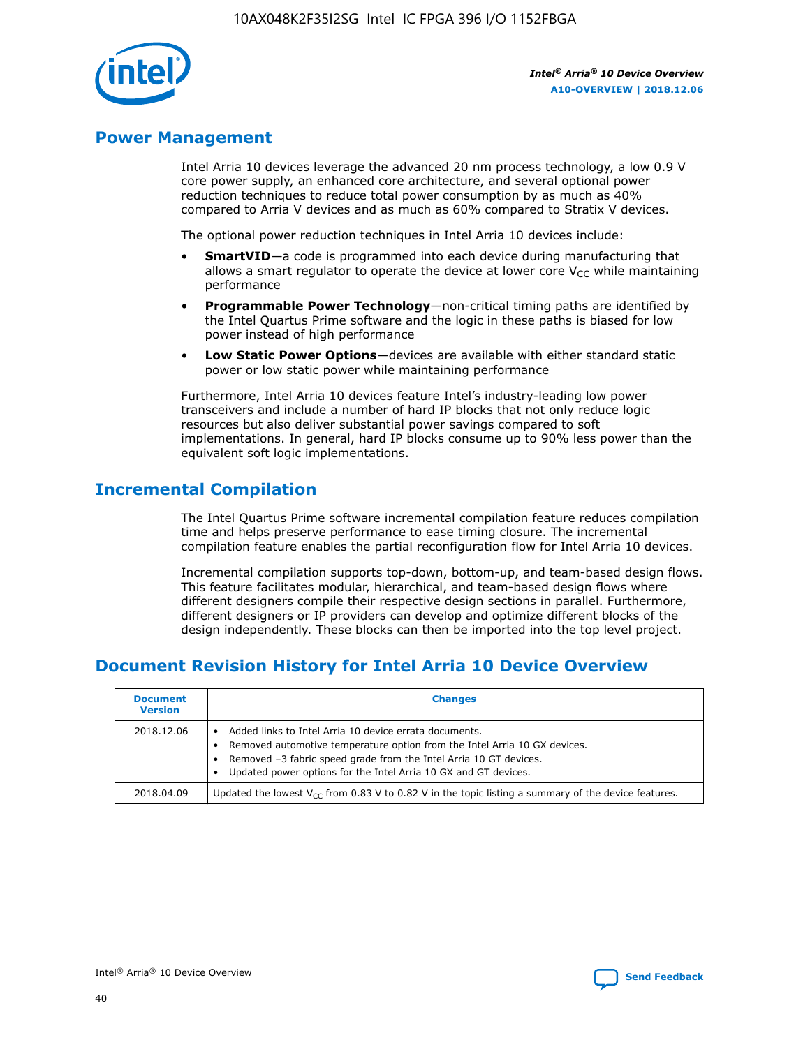## Power Management

Intel Arria 10 devices leverage the advanced 20 nm process technology, a low 0.9 V core power supply, an enhanced core architecture, and several optional power reduction techniques to reduce total power consumption by as much as 40% compared to Arria V devices and as much as 60% compared to Stratix V devices.

The optional power reduction techniques in Intel Arria 10 devices include:

- **SmartVID**—a code is programmed into each device during manufacturing that allows a smart regulator to operate the device at lower core $V_{CC}$ while maintaining performance
- **Programmable Power Technology**—non-critical timing paths are identified by the Intel Quartus Prime software and the logic in these paths is biased for low power instead of high performance
- **Low Static Power Options**—devices are available with either standard static power or low static power while maintaining performance

Furthermore, Intel Arria 10 devices feature Intel's industry-leading low power transceivers and include a number of hard IP blocks that not only reduce logic resources but also deliver substantial power savings compared to soft implementations. In general, hard IP blocks consume up to 90% less power than the equivalent soft logic implementations.

## Incremental Compilation

The Intel Quartus Prime software incremental compilation feature reduces compilation time and helps preserve performance to ease timing closure. The incremental compilation feature enables the partial reconfiguration flow for Intel Arria 10 devices.

Incremental compilation supports top-down, bottom-up, and team-based design flows. This feature facilitates modular, hierarchical, and team-based design flows where different designers compile their respective design sections in parallel. Furthermore, different designers or IP providers can develop and optimize different blocks of the design independently. These blocks can then be imported into the top level project.

## Document Revision History for Intel Arria 10 Device Overview

| Document Version | Changes |
| --- | --- |
| 2018.12.06 | • Added links to Intel Arria 10 device errata documents.<br>• Removed automotive temperature option from the Intel Arria 10 GX devices.<br>• Removed –3 fabric speed grade from the Intel Arria 10 GT devices.<br>• Updated power options for the Intel Arria 10 GX and GT devices. |
| 2018.04.09 | Updated the lowest $V_{CC}$ from 0.83 V to 0.82 V in the topic listing a summary of the device features. |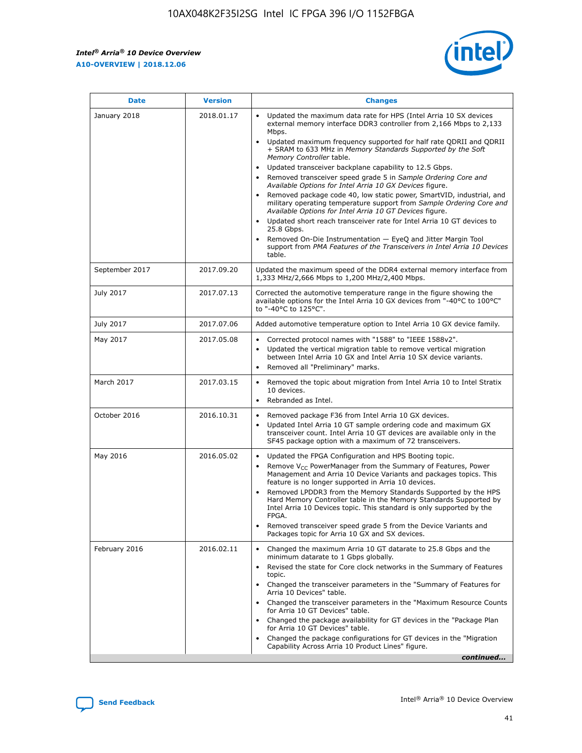| Date | Version | Changes |
| --- | --- | --- |
| January 2018 | 2018.01.17 | • Updated the maximum data rate for HPS (Intel Arria 10 SX devices external memory interface DDR3 controller from 2,166 Mbps to 2,133 Mbps.<br>• Updated maximum frequency supported for half rate QDRII and QDRII + SRAM to 633 MHz in *Memory Standards Supported by the Soft Memory Controller* table.<br>• Updated transceiver backplane capability to 12.5 Gbps.<br>• Removed transceiver speed grade 5 in *Sample Ordering Core and Available Options for Intel Arria 10 GX Devices* figure.<br>• Removed package code 40, low static power, SmartVID, industrial, and military operating temperature support from *Sample Ordering Core and Available Options for Intel Arria 10 GT Devices* figure.<br>• Updated short reach transceiver rate for Intel Arria 10 GT devices to 25.8 Gbps.<br>• Removed On-Die Instrumentation — EyeQ and Jitter Margin Tool support from *PMA Features of the Transceivers in Intel Arria 10 Devices* table. |
| September 2017 | 2017.09.20 | Updated the maximum speed of the DDR4 external memory interface from 1,333 MHz/2,666 Mbps to 1,200 MHz/2,400 Mbps. |
| July 2017 | 2017.07.13 | Corrected the automotive temperature range in the figure showing the available options for the Intel Arria 10 GX devices from "-40°C to 100°C" to "-40°C to 125°C". |
| July 2017 | 2017.07.06 | Added automotive temperature option to Intel Arria 10 GX device family. |
| May 2017 | 2017.05.08 | • Corrected protocol names with "1588" to "IEEE 1588v2".<br>• Updated the vertical migration table to remove vertical migration between Intel Arria 10 GX and Intel Arria 10 SX device variants.<br>• Removed all "Preliminary" marks. |
| March 2017 | 2017.03.15 | • Removed the topic about migration from Intel Arria 10 to Intel Stratix 10 devices.<br>• Rebranded as Intel. |
| October 2016 | 2016.10.31 | • Removed package F36 from Intel Arria 10 GX devices.<br>• Updated Intel Arria 10 GT sample ordering code and maximum GX transceiver count. Intel Arria 10 GT devices are available only in the SF45 package option with a maximum of 72 transceivers. |
| May 2016 | 2016.05.02 | • Updated the FPGA Configuration and HPS Booting topic.<br>• Remove $V_{CC}$ PowerManager from the Summary of Features, Power Management and Arria 10 Device Variants and packages topics. This feature is no longer supported in Arria 10 devices.<br>• Removed LPDDR3 from the Memory Standards Supported by the HPS Hard Memory Controller table in the Memory Standards Supported by Intel Arria 10 Devices topic. This standard is only supported by the FPGA.<br>• Removed transceiver speed grade 5 from the Device Variants and Packages topic for Arria 10 GX and SX devices. |
| February 2016 | 2016.02.11 | • Changed the maximum Arria 10 GT datarate to 25.8 Gbps and the minimum datarate to 1 Gbps globally.<br>• Revised the state for Core clock networks in the Summary of Features topic.<br>• Changed the transceiver parameters in the "Summary of Features for Arria 10 Devices" table.<br>• Changed the transceiver parameters in the "Maximum Resource Counts for Arria 10 GT Devices" table.<br>• Changed the package availability for GT devices in the "Package Plan for Arria 10 GT Devices" table.<br>• Changed the package configurations for GT devices in the "Migration Capability Across Arria 10 Product Lines" figure. |

*continued...*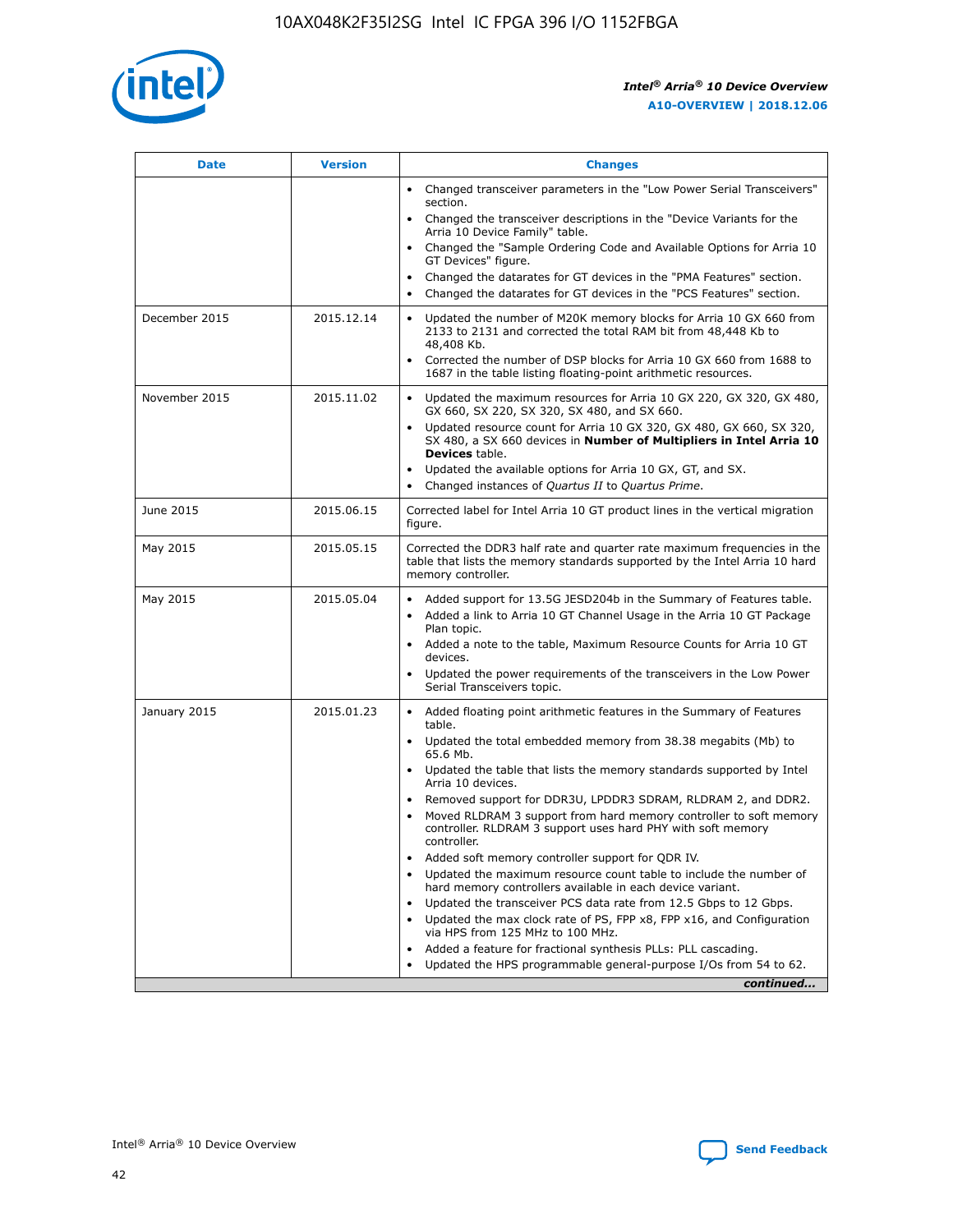| Date | Version | Changes |
| --- | --- | --- |
| | | • Changed transceiver parameters in the "Low Power Serial Transceivers" section.<br>• Changed the transceiver descriptions in the "Device Variants for the Arria 10 Device Family" table.<br>• Changed the "Sample Ordering Code and Available Options for Arria 10 GT Devices" figure.<br>• Changed the datarates for GT devices in the "PMA Features" section.<br>• Changed the datarates for GT devices in the "PCS Features" section. |
| December 2015 | 2015.12.14 | • Updated the number of M20K memory blocks for Arria 10 GX 660 from 2133 to 2131 and corrected the total RAM bit from 48,448 Kb to 48,408 Kb.<br>• Corrected the number of DSP blocks for Arria 10 GX 660 from 1688 to 1687 in the table listing floating-point arithmetic resources. |
| November 2015 | 2015.11.02 | • Updated the maximum resources for Arria 10 GX 220, GX 320, GX 480, GX 660, SX 220, SX 320, SX 480, and SX 660.<br>• Updated resource count for Arria 10 GX 320, GX 480, GX 660, SX 320, SX 480, a SX 660 devices in **Number of Multipliers in Intel Arria 10 Devices** table.<br>• Updated the available options for Arria 10 GX, GT, and SX.<br>• Changed instances of *Quartus II* to *Quartus Prime*. |
| June 2015 | 2015.06.15 | Corrected label for Intel Arria 10 GT product lines in the vertical migration figure. |
| May 2015 | 2015.05.15 | Corrected the DDR3 half rate and quarter rate maximum frequencies in the table that lists the memory standards supported by the Intel Arria 10 hard memory controller. |
| May 2015 | 2015.05.04 | • Added support for 13.5G JESD204b in the Summary of Features table.<br>• Added a link to Arria 10 GT Channel Usage in the Arria 10 GT Package Plan topic.<br>• Added a note to the table, Maximum Resource Counts for Arria 10 GT devices.<br>• Updated the power requirements of the transceivers in the Low Power Serial Transceivers topic. |
| January 2015 | 2015.01.23 | • Added floating point arithmetic features in the Summary of Features table.<br>• Updated the total embedded memory from 38.38 megabits (Mb) to 65.6 Mb.<br>• Updated the table that lists the memory standards supported by Intel Arria 10 devices.<br>• Removed support for DDR3U, LPDDR3 SDRAM, RLDRAM 2, and DDR2.<br>• Moved RLDRAM 3 support from hard memory controller to soft memory controller. RLDRAM 3 support uses hard PHY with soft memory controller.<br>• Added soft memory controller support for QDR IV.<br>• Updated the maximum resource count table to include the number of hard memory controllers available in each device variant.<br>• Updated the transceiver PCS data rate from 12.5 Gbps to 12 Gbps.<br>• Updated the max clock rate of PS, FPP x8, FPP x16, and Configuration via HPS from 125 MHz to 100 MHz.<br>• Added a feature for fractional synthesis PLLs: PLL cascading.<br>• Updated the HPS programmable general-purpose I/Os from 54 to 62. |

*continued...*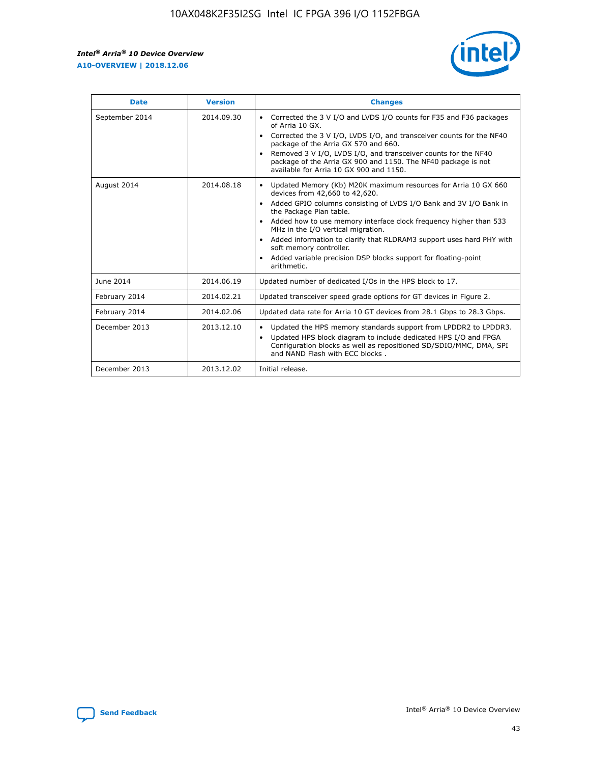| Date | Version | Changes |
| --- | --- | --- |
| September 2014 | 2014.09.30 | • Corrected the 3 V I/O and LVDS I/O counts for F35 and F36 packages of Arria 10 GX.<br>• Corrected the 3 V I/O, LVDS I/O, and transceiver counts for the NF40 package of the Arria GX 570 and 660.<br>• Removed 3 V I/O, LVDS I/O, and transceiver counts for the NF40 package of the Arria GX 900 and 1150. The NF40 package is not available for Arria 10 GX 900 and 1150. |
| August 2014 | 2014.08.18 | • Updated Memory (Kb) M20K maximum resources for Arria 10 GX 660 devices from 42,660 to 42,620.<br>• Added GPIO columns consisting of LVDS I/O Bank and 3V I/O Bank in the Package Plan table.<br>• Added how to use memory interface clock frequency higher than 533 MHz in the I/O vertical migration.<br>• Added information to clarify that RLDRAM3 support uses hard PHY with soft memory controller.<br>• Added variable precision DSP blocks support for floating-point arithmetic. |
| June 2014 | 2014.06.19 | Updated number of dedicated I/Os in the HPS block to 17. |
| February 2014 | 2014.02.21 | Updated transceiver speed grade options for GT devices in Figure 2. |
| February 2014 | 2014.02.06 | Updated data rate for Arria 10 GT devices from 28.1 Gbps to 28.3 Gbps. |
| December 2013 | 2013.12.10 | • Updated the HPS memory standards support from LPDDR2 to LPDDR3.<br>• Updated HPS block diagram to include dedicated HPS I/O and FPGA Configuration blocks as well as repositioned SD/SDIO/MMC, DMA, SPI and NAND Flash with ECC blocks . |
| December 2013 | 2013.12.02 | Initial release. |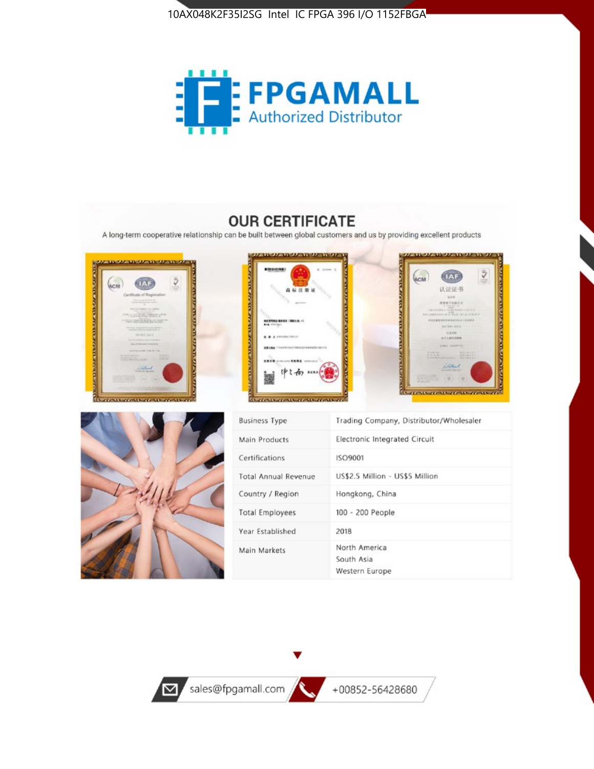FPGAMALL
Authorized Distributor

## OUR CERTIFICATE

A long-term cooperative relationship can be built between global customers and us by providing excellent products

| | |
|---|---|
| Business Type | Trading Company, Distributor/Wholesaler |
| Main Products | Electronic Integrated Circuit |
| Certifications | ISO9001 |
| Total Annual Revenue | US$2.5 Million - US$5 Million |
| Country / Region | Hongkong, China |
| Total Employees | 100 - 200 People |
| Year Established | 2018 |
| Main Markets | North America<br>South Asia<br>Western Europe |

sales@fpgamall.com

+00852-56428680